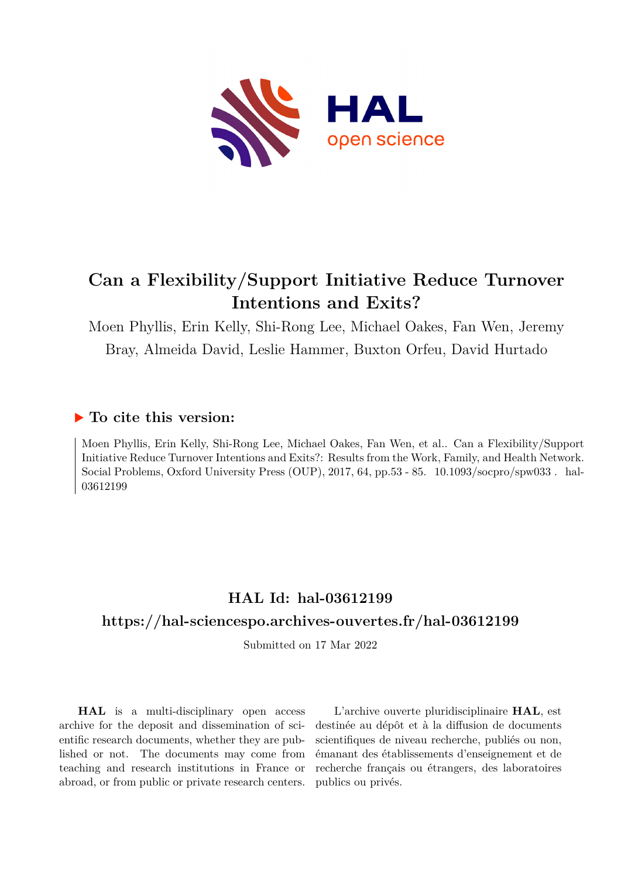# Can a Flexibility/Support Initiative Reduce Turnover Intentions and Exits?

Moen Phyllis, Erin Kelly, Shi-Rong Lee, Michael Oakes, Fan Wen, Jeremy Bray, Almeida David, Leslie Hammer, Buxton Orfeu, David Hurtado

## ▶ To cite this version:

Moen Phyllis, Erin Kelly, Shi-Rong Lee, Michael Oakes, Fan Wen, et al.. Can a Flexibility/Support Initiative Reduce Turnover Intentions and Exits?: Results from the Work, Family, and Health Network. Social Problems, Oxford University Press (OUP), 2017, 64, pp.53 - 85. 10.1093/socpro/spw033 . hal-03612199

## HAL Id: hal-03612199

## https://hal-sciencespo.archives-ouvertes.fr/hal-03612199

Submitted on 17 Mar 2022

**HAL** is a multi-disciplinary open access archive for the deposit and dissemination of scientific research documents, whether they are published or not. The documents may come from teaching and research institutions in France or abroad, or from public or private research centers.

L'archive ouverte pluridisciplinaire **HAL**, est destinée au dépôt et à la diffusion de documents scientifiques de niveau recherche, publiés ou non, émanant des établissements d'enseignement et de recherche français ou étrangers, des laboratoires publics ou privés.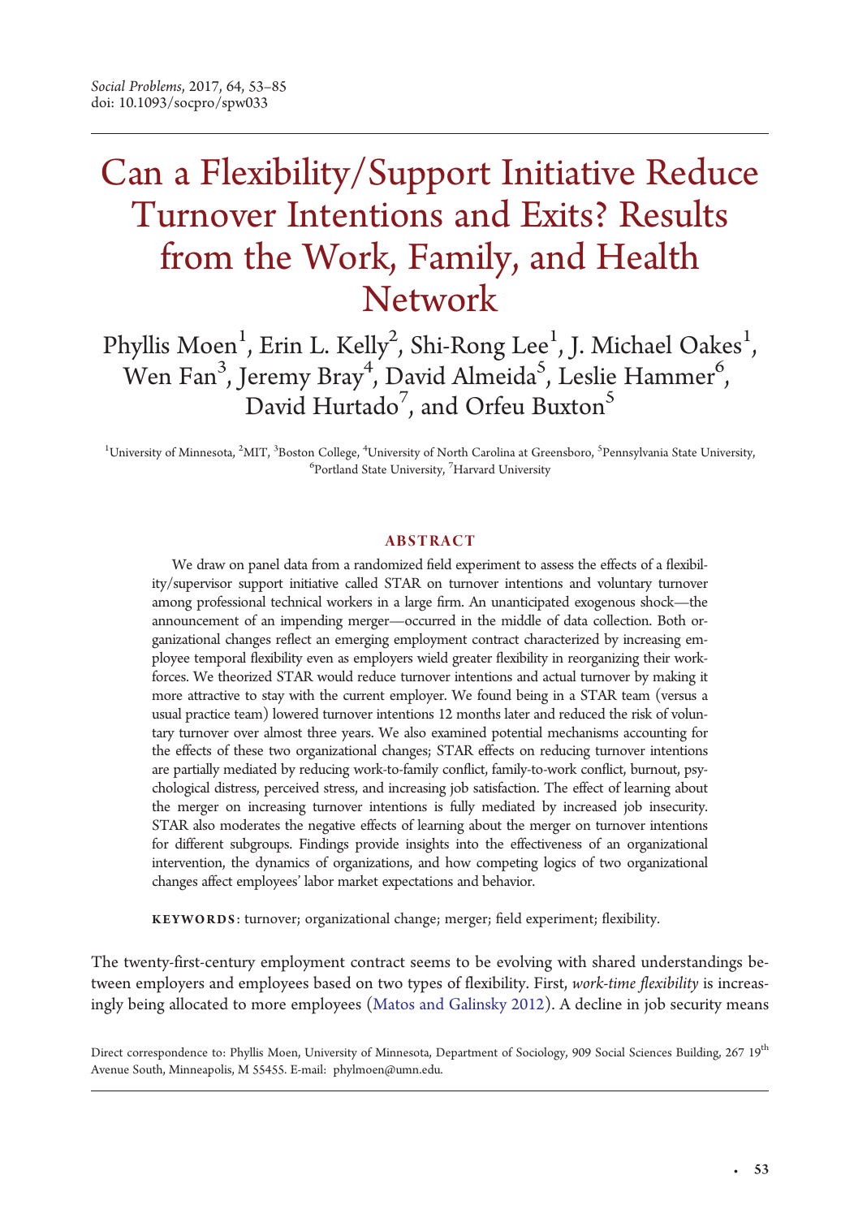# Can a Flexibility/Support Initiative Reduce Turnover Intentions and Exits? Results from the Work, Family, and Health Network

Phyllis Moen[1], Erin L. Kelly[2], Shi-Rong Lee[1], J. Michael Oakes[1], Wen Fan[3], Jeremy Bray[4], David Almeida[5], Leslie Hammer[6], David Hurtado[7], and Orfeu Buxton[5]

[1]University of Minnesota, [2]MIT, [3]Boston College, [4]University of North Carolina at Greensboro, [5]Pennsylvania State University, [6]Portland State University, [7]Harvard University

## ABSTRACT

We draw on panel data from a randomized field experiment to assess the effects of a flexibility/supervisor support initiative called STAR on turnover intentions and voluntary turnover among professional technical workers in a large firm. An unanticipated exogenous shock—the announcement of an impending merger—occurred in the middle of data collection. Both organizational changes reflect an emerging employment contract characterized by increasing employee temporal flexibility even as employers wield greater flexibility in reorganizing their workforces. We theorized STAR would reduce turnover intentions and actual turnover by making it more attractive to stay with the current employer. We found being in a STAR team (versus a usual practice team) lowered turnover intentions 12 months later and reduced the risk of voluntary turnover over almost three years. We also examined potential mechanisms accounting for the effects of these two organizational changes; STAR effects on reducing turnover intentions are partially mediated by reducing work-to-family conflict, family-to-work conflict, burnout, psychological distress, perceived stress, and increasing job satisfaction. The effect of learning about the merger on increasing turnover intentions is fully mediated by increased job insecurity. STAR also moderates the negative effects of learning about the merger on turnover intentions for different subgroups. Findings provide insights into the effectiveness of an organizational intervention, the dynamics of organizations, and how competing logics of two organizational changes affect employees' labor market expectations and behavior.

**KEYWORDS**: turnover; organizational change; merger; field experiment; flexibility.

The twenty-first-century employment contract seems to be evolving with shared understandings between employers and employees based on two types of flexibility. First, *work-time flexibility* is increasingly being allocated to more employees (Matos and Galinsky 2012). A decline in job security means

Direct correspondence to: Phyllis Moen, University of Minnesota, Department of Sociology, 909 Social Sciences Building, 267 19th Avenue South, Minneapolis, M 55455. E-mail: phylmoen@umn.edu.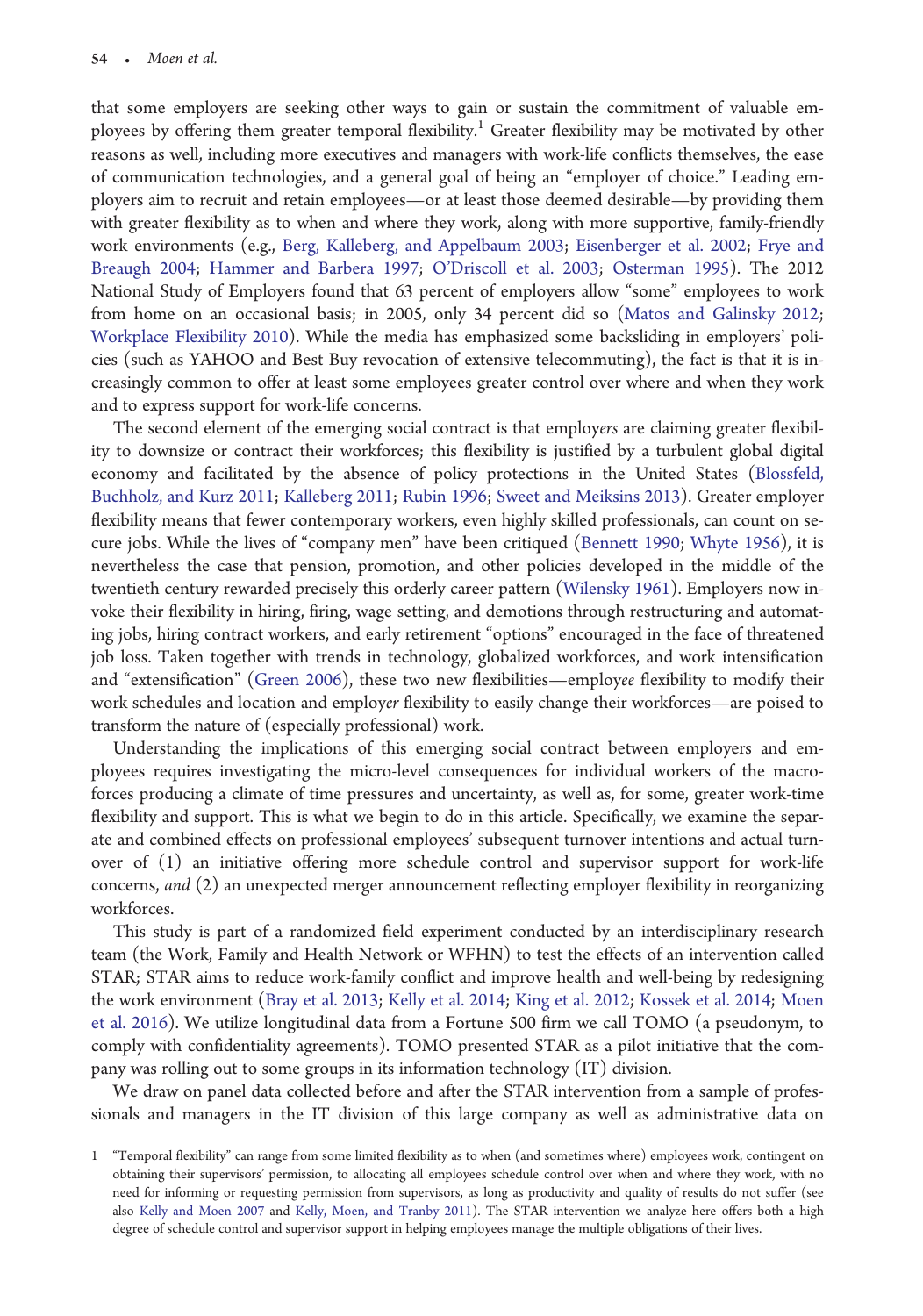that some employers are seeking other ways to gain or sustain the commitment of valuable employees by offering them greater temporal flexibility.[1] Greater flexibility may be motivated by other reasons as well, including more executives and managers with work-life conflicts themselves, the ease of communication technologies, and a general goal of being an "employer of choice." Leading employers aim to recruit and retain employees—or at least those deemed desirable—by providing them with greater flexibility as to when and where they work, along with more supportive, family-friendly work environments (e.g., Berg, Kalleberg, and Appelbaum 2003; Eisenberger et al. 2002; Frye and Breaugh 2004; Hammer and Barbera 1997; O'Driscoll et al. 2003; Osterman 1995). The 2012 National Study of Employers found that 63 percent of employers allow "some" employees to work from home on an occasional basis; in 2005, only 34 percent did so (Matos and Galinsky 2012; Workplace Flexibility 2010). While the media has emphasized some backsliding in employers' policies (such as YAHOO and Best Buy revocation of extensive telecommuting), the fact is that it is increasingly common to offer at least some employees greater control over where and when they work and to express support for work-life concerns.

The second element of the emerging social contract is that employ*ers* are claiming greater flexibility to downsize or contract their workforces; this flexibility is justified by a turbulent global digital economy and facilitated by the absence of policy protections in the United States (Blossfeld, Buchholz, and Kurz 2011; Kalleberg 2011; Rubin 1996; Sweet and Meiksins 2013). Greater employer flexibility means that fewer contemporary workers, even highly skilled professionals, can count on secure jobs. While the lives of "company men" have been critiqued (Bennett 1990; Whyte 1956), it is nevertheless the case that pension, promotion, and other policies developed in the middle of the twentieth century rewarded precisely this orderly career pattern (Wilensky 1961). Employers now invoke their flexibility in hiring, firing, wage setting, and demotions through restructuring and automating jobs, hiring contract workers, and early retirement "options" encouraged in the face of threatened job loss. Taken together with trends in technology, globalized workforces, and work intensification and "extensification" (Green 2006), these two new flexibilities—employ*ee* flexibility to modify their work schedules and location and employ*er* flexibility to easily change their workforces—are poised to transform the nature of (especially professional) work.

Understanding the implications of this emerging social contract between employers and employees requires investigating the micro-level consequences for individual workers of the macro-forces producing a climate of time pressures and uncertainty, as well as, for some, greater work-time flexibility and support. This is what we begin to do in this article. Specifically, we examine the separate and combined effects on professional employees' subsequent turnover intentions and actual turnover of (1) an initiative offering more schedule control and supervisor support for work-life concerns, *and* (2) an unexpected merger announcement reflecting employer flexibility in reorganizing workforces.

This study is part of a randomized field experiment conducted by an interdisciplinary research team (the Work, Family and Health Network or WFHN) to test the effects of an intervention called STAR; STAR aims to reduce work-family conflict and improve health and well-being by redesigning the work environment (Bray et al. 2013; Kelly et al. 2014; King et al. 2012; Kossek et al. 2014; Moen et al. 2016). We utilize longitudinal data from a Fortune 500 firm we call TOMO (a pseudonym, to comply with confidentiality agreements). TOMO presented STAR as a pilot initiative that the company was rolling out to some groups in its information technology (IT) division.

We draw on panel data collected before and after the STAR intervention from a sample of professionals and managers in the IT division of this large company as well as administrative data on

1 "Temporal flexibility" can range from some limited flexibility as to when (and sometimes where) employees work, contingent on obtaining their supervisors' permission, to allocating all employees schedule control over when and where they work, with no need for informing or requesting permission from supervisors, as long as productivity and quality of results do not suffer (see also Kelly and Moen 2007 and Kelly, Moen, and Tranby 2011). The STAR intervention we analyze here offers both a high degree of schedule control and supervisor support in helping employees manage the multiple obligations of their lives.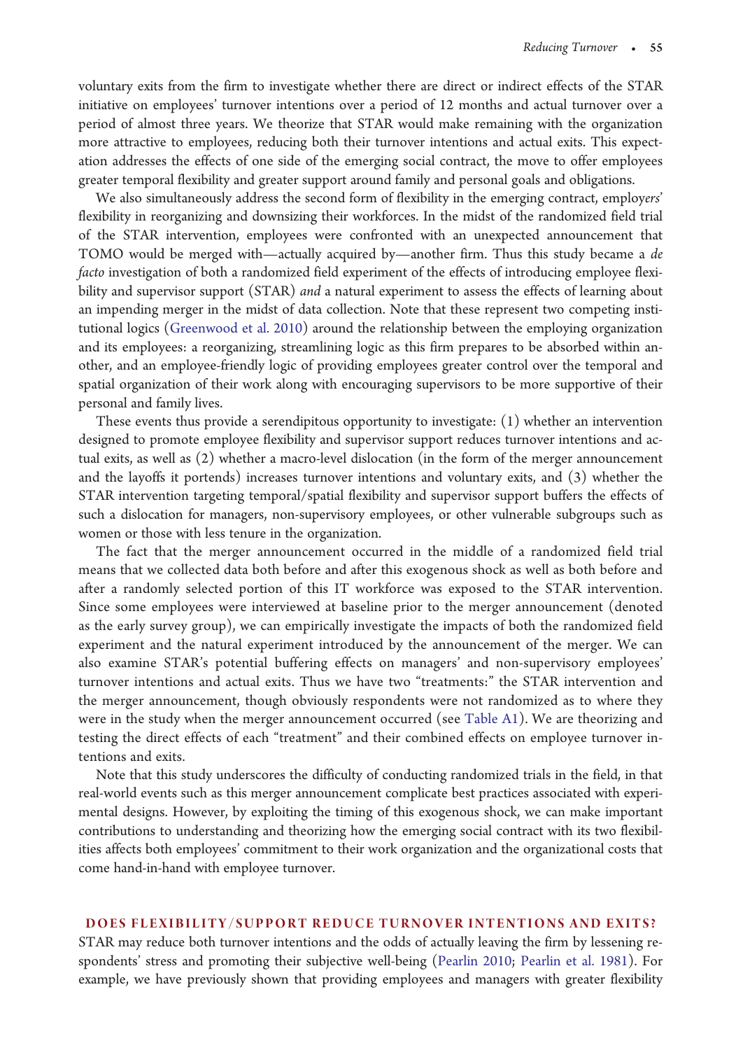voluntary exits from the firm to investigate whether there are direct or indirect effects of the STAR initiative on employees' turnover intentions over a period of 12 months and actual turnover over a period of almost three years. We theorize that STAR would make remaining with the organization more attractive to employees, reducing both their turnover intentions and actual exits. This expectation addresses the effects of one side of the emerging social contract, the move to offer employees greater temporal flexibility and greater support around family and personal goals and obligations.

We also simultaneously address the second form of flexibility in the emerging contract, employ*ers*' flexibility in reorganizing and downsizing their workforces. In the midst of the randomized field trial of the STAR intervention, employees were confronted with an unexpected announcement that TOMO would be merged with—actually acquired by—another firm. Thus this study became a *de facto* investigation of both a randomized field experiment of the effects of introducing employee flexibility and supervisor support (STAR) *and* a natural experiment to assess the effects of learning about an impending merger in the midst of data collection. Note that these represent two competing institutional logics (Greenwood et al. 2010) around the relationship between the employing organization and its employees: a reorganizing, streamlining logic as this firm prepares to be absorbed within another, and an employee-friendly logic of providing employees greater control over the temporal and spatial organization of their work along with encouraging supervisors to be more supportive of their personal and family lives.

These events thus provide a serendipitous opportunity to investigate: (1) whether an intervention designed to promote employee flexibility and supervisor support reduces turnover intentions and actual exits, as well as (2) whether a macro-level dislocation (in the form of the merger announcement and the layoffs it portends) increases turnover intentions and voluntary exits, and (3) whether the STAR intervention targeting temporal/spatial flexibility and supervisor support buffers the effects of such a dislocation for managers, non-supervisory employees, or other vulnerable subgroups such as women or those with less tenure in the organization.

The fact that the merger announcement occurred in the middle of a randomized field trial means that we collected data both before and after this exogenous shock as well as both before and after a randomly selected portion of this IT workforce was exposed to the STAR intervention. Since some employees were interviewed at baseline prior to the merger announcement (denoted as the early survey group), we can empirically investigate the impacts of both the randomized field experiment and the natural experiment introduced by the announcement of the merger. We can also examine STAR's potential buffering effects on managers' and non-supervisory employees' turnover intentions and actual exits. Thus we have two "treatments:" the STAR intervention and the merger announcement, though obviously respondents were not randomized as to where they were in the study when the merger announcement occurred (see Table A1). We are theorizing and testing the direct effects of each "treatment" and their combined effects on employee turnover intentions and exits.

Note that this study underscores the difficulty of conducting randomized trials in the field, in that real-world events such as this merger announcement complicate best practices associated with experimental designs. However, by exploiting the timing of this exogenous shock, we can make important contributions to understanding and theorizing how the emerging social contract with its two flexibilities affects both employees' commitment to their work organization and the organizational costs that come hand-in-hand with employee turnover.

## DOES FLEXIBILITY/SUPPORT REDUCE TURNOVER INTENTIONS AND EXITS?

STAR may reduce both turnover intentions and the odds of actually leaving the firm by lessening respondents' stress and promoting their subjective well-being (Pearlin 2010; Pearlin et al. 1981). For example, we have previously shown that providing employees and managers with greater flexibility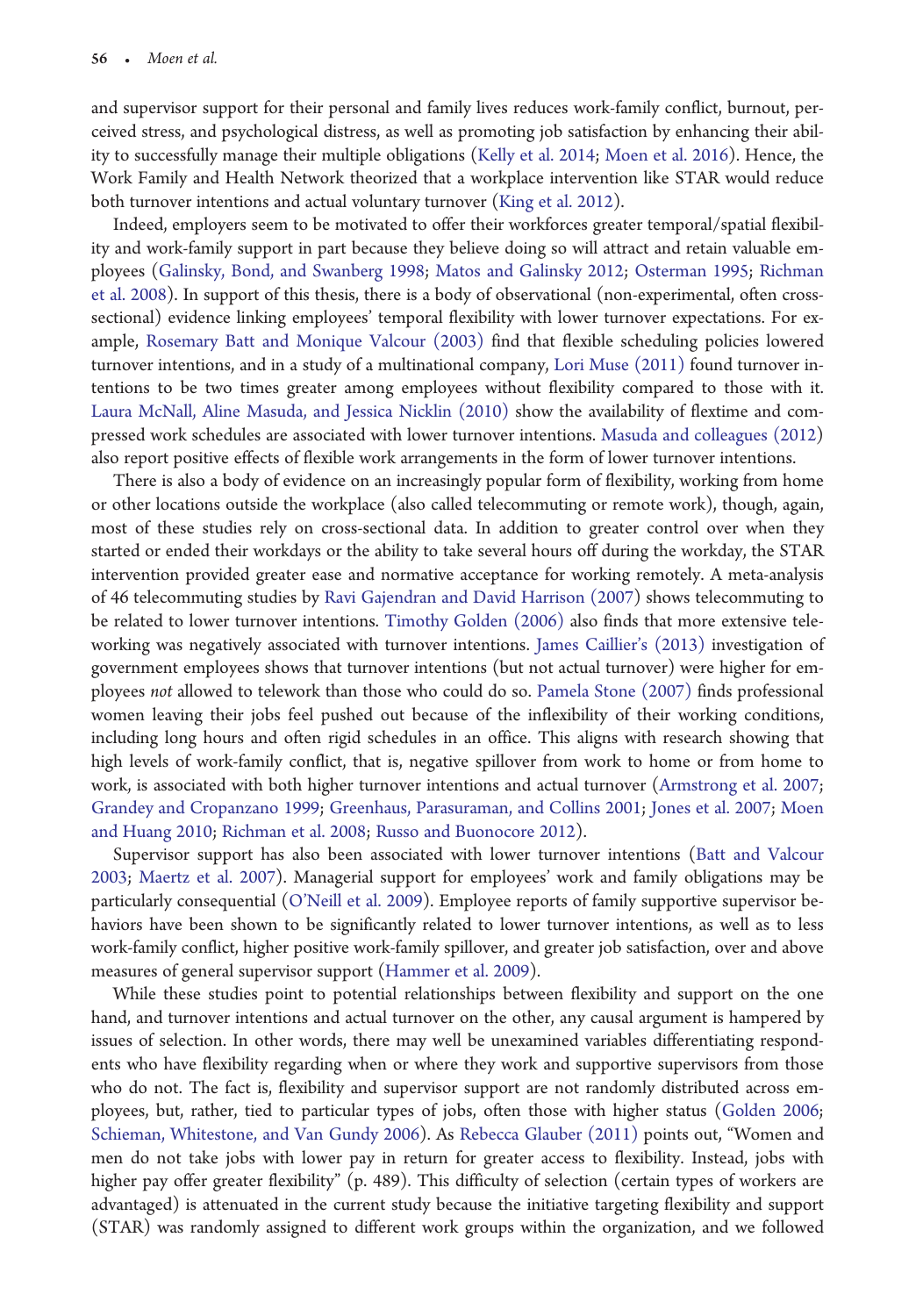and supervisor support for their personal and family lives reduces work-family conflict, burnout, perceived stress, and psychological distress, as well as promoting job satisfaction by enhancing their ability to successfully manage their multiple obligations (Kelly et al. 2014; Moen et al. 2016). Hence, the Work Family and Health Network theorized that a workplace intervention like STAR would reduce both turnover intentions and actual voluntary turnover (King et al. 2012).

Indeed, employers seem to be motivated to offer their workforces greater temporal/spatial flexibility and work-family support in part because they believe doing so will attract and retain valuable employees (Galinsky, Bond, and Swanberg 1998; Matos and Galinsky 2012; Osterman 1995; Richman et al. 2008). In support of this thesis, there is a body of observational (non-experimental, often cross-sectional) evidence linking employees' temporal flexibility with lower turnover expectations. For example, Rosemary Batt and Monique Valcour (2003) find that flexible scheduling policies lowered turnover intentions, and in a study of a multinational company, Lori Muse (2011) found turnover intentions to be two times greater among employees without flexibility compared to those with it. Laura McNall, Aline Masuda, and Jessica Nicklin (2010) show the availability of flextime and compressed work schedules are associated with lower turnover intentions. Masuda and colleagues (2012) also report positive effects of flexible work arrangements in the form of lower turnover intentions.

There is also a body of evidence on an increasingly popular form of flexibility, working from home or other locations outside the workplace (also called telecommuting or remote work), though, again, most of these studies rely on cross-sectional data. In addition to greater control over when they started or ended their workdays or the ability to take several hours off during the workday, the STAR intervention provided greater ease and normative acceptance for working remotely. A meta-analysis of 46 telecommuting studies by Ravi Gajendran and David Harrison (2007) shows telecommuting to be related to lower turnover intentions. Timothy Golden (2006) also finds that more extensive teleworking was negatively associated with turnover intentions. James Caillier's (2013) investigation of government employees shows that turnover intentions (but not actual turnover) were higher for employees *not* allowed to telework than those who could do so. Pamela Stone (2007) finds professional women leaving their jobs feel pushed out because of the inflexibility of their working conditions, including long hours and often rigid schedules in an office. This aligns with research showing that high levels of work-family conflict, that is, negative spillover from work to home or from home to work, is associated with both higher turnover intentions and actual turnover (Armstrong et al. 2007; Grandey and Cropanzano 1999; Greenhaus, Parasuraman, and Collins 2001; Jones et al. 2007; Moen and Huang 2010; Richman et al. 2008; Russo and Buonocore 2012).

Supervisor support has also been associated with lower turnover intentions (Batt and Valcour 2003; Maertz et al. 2007). Managerial support for employees' work and family obligations may be particularly consequential (O'Neill et al. 2009). Employee reports of family supportive supervisor behaviors have been shown to be significantly related to lower turnover intentions, as well as to less work-family conflict, higher positive work-family spillover, and greater job satisfaction, over and above measures of general supervisor support (Hammer et al. 2009).

While these studies point to potential relationships between flexibility and support on the one hand, and turnover intentions and actual turnover on the other, any causal argument is hampered by issues of selection. In other words, there may well be unexamined variables differentiating respondents who have flexibility regarding when or where they work and supportive supervisors from those who do not. The fact is, flexibility and supervisor support are not randomly distributed across employees, but, rather, tied to particular types of jobs, often those with higher status (Golden 2006; Schieman, Whitestone, and Van Gundy 2006). As Rebecca Glauber (2011) points out, "Women and men do not take jobs with lower pay in return for greater access to flexibility. Instead, jobs with higher pay offer greater flexibility" (p. 489). This difficulty of selection (certain types of workers are advantaged) is attenuated in the current study because the initiative targeting flexibility and support (STAR) was randomly assigned to different work groups within the organization, and we followed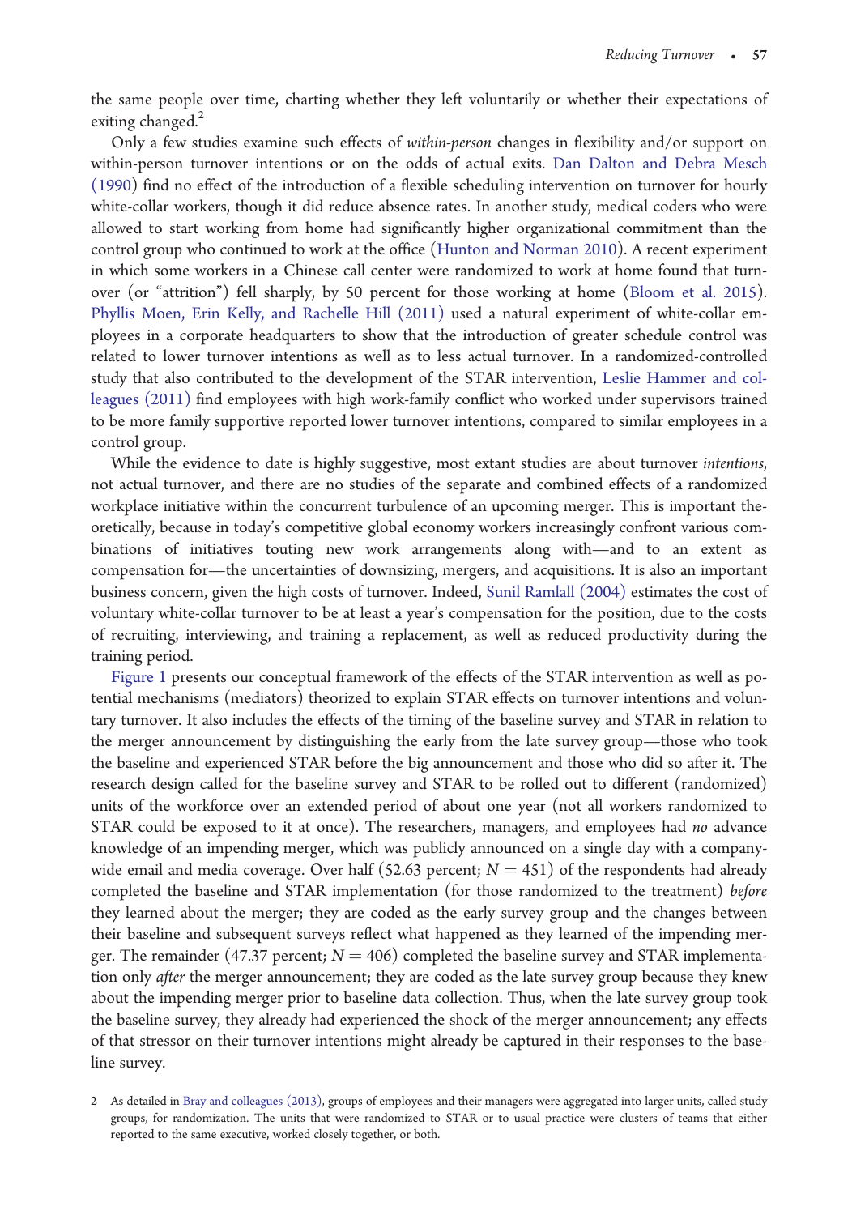the same people over time, charting whether they left voluntarily or whether their expectations of exiting changed.[2]

Only a few studies examine such effects of *within-person* changes in flexibility and/or support on within-person turnover intentions or on the odds of actual exits. Dan Dalton and Debra Mesch (1990) find no effect of the introduction of a flexible scheduling intervention on turnover for hourly white-collar workers, though it did reduce absence rates. In another study, medical coders who were allowed to start working from home had significantly higher organizational commitment than the control group who continued to work at the office (Hunton and Norman 2010). A recent experiment in which some workers in a Chinese call center were randomized to work at home found that turnover (or "attrition") fell sharply, by 50 percent for those working at home (Bloom et al. 2015). Phyllis Moen, Erin Kelly, and Rachelle Hill (2011) used a natural experiment of white-collar employees in a corporate headquarters to show that the introduction of greater schedule control was related to lower turnover intentions as well as to less actual turnover. In a randomized-controlled study that also contributed to the development of the STAR intervention, Leslie Hammer and colleagues (2011) find employees with high work-family conflict who worked under supervisors trained to be more family supportive reported lower turnover intentions, compared to similar employees in a control group.

While the evidence to date is highly suggestive, most extant studies are about turnover *intentions*, not actual turnover, and there are no studies of the separate and combined effects of a randomized workplace initiative within the concurrent turbulence of an upcoming merger. This is important theoretically, because in today's competitive global economy workers increasingly confront various combinations of initiatives touting new work arrangements along with—and to an extent as compensation for—the uncertainties of downsizing, mergers, and acquisitions. It is also an important business concern, given the high costs of turnover. Indeed, Sunil Ramlall (2004) estimates the cost of voluntary white-collar turnover to be at least a year's compensation for the position, due to the costs of recruiting, interviewing, and training a replacement, as well as reduced productivity during the training period.

Figure 1 presents our conceptual framework of the effects of the STAR intervention as well as potential mechanisms (mediators) theorized to explain STAR effects on turnover intentions and voluntary turnover. It also includes the effects of the timing of the baseline survey and STAR in relation to the merger announcement by distinguishing the early from the late survey group—those who took the baseline and experienced STAR before the big announcement and those who did so after it. The research design called for the baseline survey and STAR to be rolled out to different (randomized) units of the workforce over an extended period of about one year (not all workers randomized to STAR could be exposed to it at once). The researchers, managers, and employees had *no* advance knowledge of an impending merger, which was publicly announced on a single day with a company-wide email and media coverage. Over half (52.63 percent; $N = 451$) of the respondents had already completed the baseline and STAR implementation (for those randomized to the treatment) *before* they learned about the merger; they are coded as the early survey group and the changes between their baseline and subsequent surveys reflect what happened as they learned of the impending merger. The remainder (47.37 percent; $N = 406$) completed the baseline survey and STAR implementation only *after* the merger announcement; they are coded as the late survey group because they knew about the impending merger prior to baseline data collection. Thus, when the late survey group took the baseline survey, they already had experienced the shock of the merger announcement; any effects of that stressor on their turnover intentions might already be captured in their responses to the baseline survey.

2 As detailed in Bray and colleagues (2013), groups of employees and their managers were aggregated into larger units, called study groups, for randomization. The units that were randomized to STAR or to usual practice were clusters of teams that either reported to the same executive, worked closely together, or both.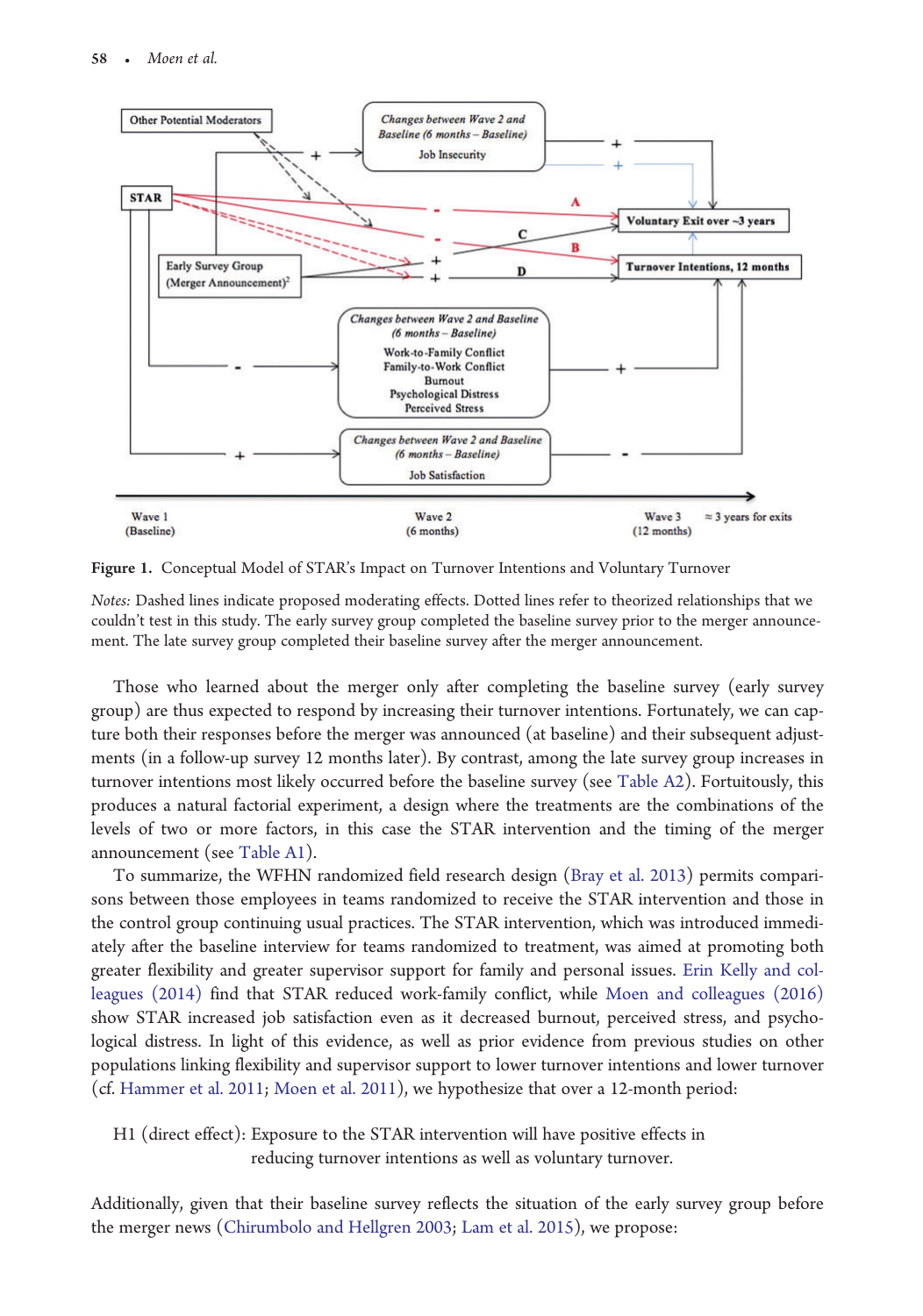**Figure 1.** Conceptual Model of STAR's Impact on Turnover Intentions and Voluntary Turnover

*Notes:* Dashed lines indicate proposed moderating effects. Dotted lines refer to theorized relationships that we couldn't test in this study. The early survey group completed the baseline survey prior to the merger announcement. The late survey group completed their baseline survey after the merger announcement.

Those who learned about the merger only after completing the baseline survey (early survey group) are thus expected to respond by increasing their turnover intentions. Fortunately, we can capture both their responses before the merger was announced (at baseline) and their subsequent adjustments (in a follow-up survey 12 months later). By contrast, among the late survey group increases in turnover intentions most likely occurred before the baseline survey (see Table A2). Fortuitously, this produces a natural factorial experiment, a design where the treatments are the combinations of the levels of two or more factors, in this case the STAR intervention and the timing of the merger announcement (see Table A1).

To summarize, the WFHN randomized field research design (Bray et al. 2013) permits comparisons between those employees in teams randomized to receive the STAR intervention and those in the control group continuing usual practices. The STAR intervention, which was introduced immediately after the baseline interview for teams randomized to treatment, was aimed at promoting both greater flexibility and greater supervisor support for family and personal issues. Erin Kelly and colleagues (2014) find that STAR reduced work-family conflict, while Moen and colleagues (2016) show STAR increased job satisfaction even as it decreased burnout, perceived stress, and psychological distress. In light of this evidence, as well as prior evidence from previous studies on other populations linking flexibility and supervisor support to lower turnover intentions and lower turnover (cf. Hammer et al. 2011; Moen et al. 2011), we hypothesize that over a 12-month period:

H1 (direct effect): Exposure to the STAR intervention will have positive effects in reducing turnover intentions as well as voluntary turnover.

Additionally, given that their baseline survey reflects the situation of the early survey group before the merger news (Chirumbolo and Hellgren 2003; Lam et al. 2015), we propose: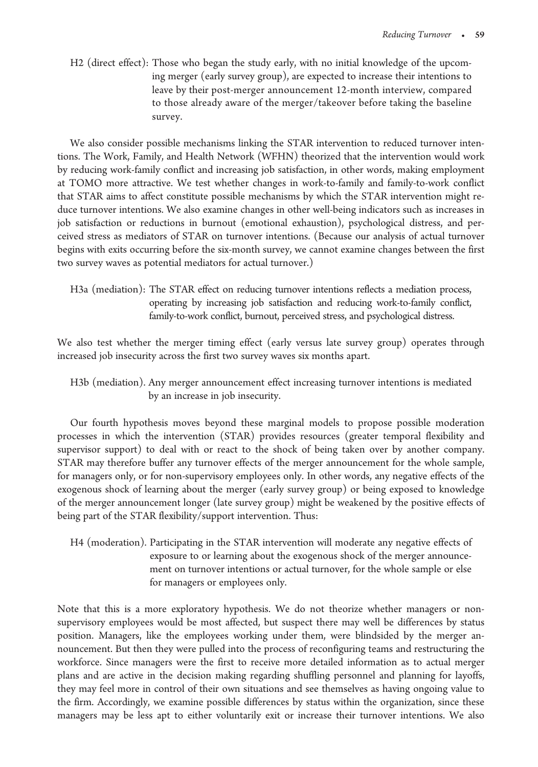H2 (direct effect): Those who began the study early, with no initial knowledge of the upcoming merger (early survey group), are expected to increase their intentions to leave by their post-merger announcement 12-month interview, compared to those already aware of the merger/takeover before taking the baseline survey.

We also consider possible mechanisms linking the STAR intervention to reduced turnover intentions. The Work, Family, and Health Network (WFHN) theorized that the intervention would work by reducing work-family conflict and increasing job satisfaction, in other words, making employment at TOMO more attractive. We test whether changes in work-to-family and family-to-work conflict that STAR aims to affect constitute possible mechanisms by which the STAR intervention might reduce turnover intentions. We also examine changes in other well-being indicators such as increases in job satisfaction or reductions in burnout (emotional exhaustion), psychological distress, and perceived stress as mediators of STAR on turnover intentions. (Because our analysis of actual turnover begins with exits occurring before the six-month survey, we cannot examine changes between the first two survey waves as potential mediators for actual turnover.)

H3a (mediation): The STAR effect on reducing turnover intentions reflects a mediation process, operating by increasing job satisfaction and reducing work-to-family conflict, family-to-work conflict, burnout, perceived stress, and psychological distress.

We also test whether the merger timing effect (early versus late survey group) operates through increased job insecurity across the first two survey waves six months apart.

H3b (mediation). Any merger announcement effect increasing turnover intentions is mediated by an increase in job insecurity.

Our fourth hypothesis moves beyond these marginal models to propose possible moderation processes in which the intervention (STAR) provides resources (greater temporal flexibility and supervisor support) to deal with or react to the shock of being taken over by another company. STAR may therefore buffer any turnover effects of the merger announcement for the whole sample, for managers only, or for non-supervisory employees only. In other words, any negative effects of the exogenous shock of learning about the merger (early survey group) or being exposed to knowledge of the merger announcement longer (late survey group) might be weakened by the positive effects of being part of the STAR flexibility/support intervention. Thus:

H4 (moderation). Participating in the STAR intervention will moderate any negative effects of exposure to or learning about the exogenous shock of the merger announcement on turnover intentions or actual turnover, for the whole sample or else for managers or employees only.

Note that this is a more exploratory hypothesis. We do not theorize whether managers or non-supervisory employees would be most affected, but suspect there may well be differences by status position. Managers, like the employees working under them, were blindsided by the merger announcement. But then they were pulled into the process of reconfiguring teams and restructuring the workforce. Since managers were the first to receive more detailed information as to actual merger plans and are active in the decision making regarding shuffling personnel and planning for layoffs, they may feel more in control of their own situations and see themselves as having ongoing value to the firm. Accordingly, we examine possible differences by status within the organization, since these managers may be less apt to either voluntarily exit or increase their turnover intentions. We also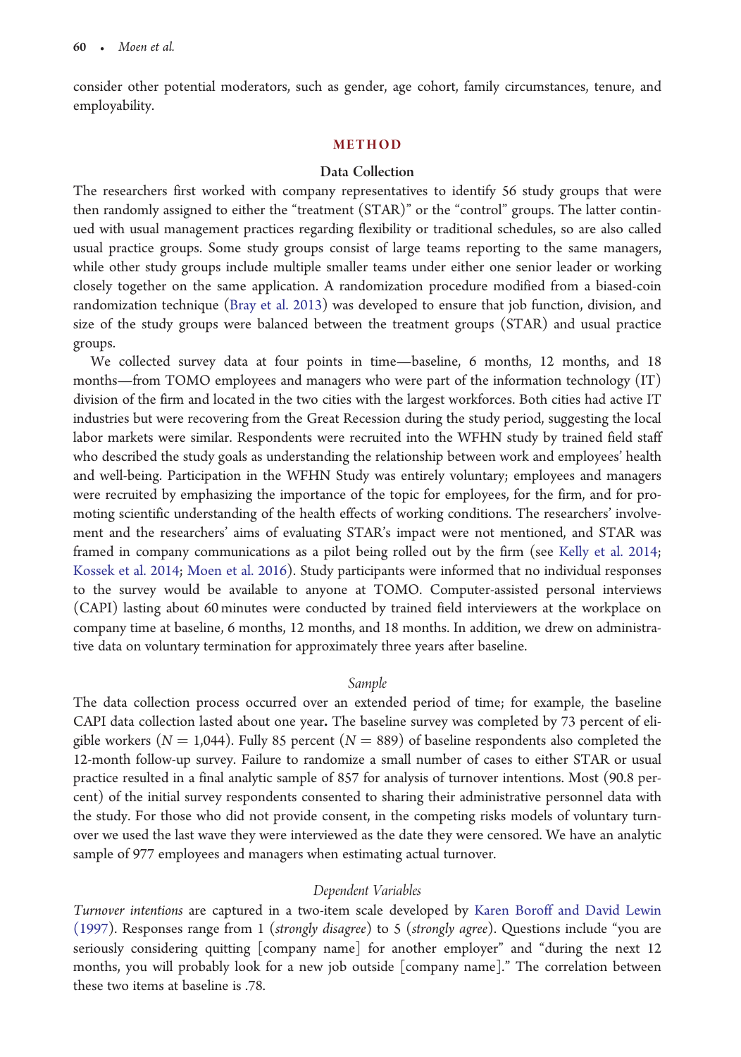consider other potential moderators, such as gender, age cohort, family circumstances, tenure, and employability.

## METHOD

### Data Collection

The researchers first worked with company representatives to identify 56 study groups that were then randomly assigned to either the "treatment (STAR)" or the "control" groups. The latter continued with usual management practices regarding flexibility or traditional schedules, so are also called usual practice groups. Some study groups consist of large teams reporting to the same managers, while other study groups include multiple smaller teams under either one senior leader or working closely together on the same application. A randomization procedure modified from a biased-coin randomization technique (Bray et al. 2013) was developed to ensure that job function, division, and size of the study groups were balanced between the treatment groups (STAR) and usual practice groups.

We collected survey data at four points in time—baseline, 6 months, 12 months, and 18 months—from TOMO employees and managers who were part of the information technology (IT) division of the firm and located in the two cities with the largest workforces. Both cities had active IT industries but were recovering from the Great Recession during the study period, suggesting the local labor markets were similar. Respondents were recruited into the WFHN study by trained field staff who described the study goals as understanding the relationship between work and employees' health and well-being. Participation in the WFHN Study was entirely voluntary; employees and managers were recruited by emphasizing the importance of the topic for employees, for the firm, and for promoting scientific understanding of the health effects of working conditions. The researchers' involvement and the researchers' aims of evaluating STAR's impact were not mentioned, and STAR was framed in company communications as a pilot being rolled out by the firm (see Kelly et al. 2014; Kossek et al. 2014; Moen et al. 2016). Study participants were informed that no individual responses to the survey would be available to anyone at TOMO. Computer-assisted personal interviews (CAPI) lasting about 60 minutes were conducted by trained field interviewers at the workplace on company time at baseline, 6 months, 12 months, and 18 months. In addition, we drew on administrative data on voluntary termination for approximately three years after baseline.

### *Sample*

The data collection process occurred over an extended period of time; for example, the baseline CAPI data collection lasted about one year**.** The baseline survey was completed by 73 percent of eligible workers ($N = 1{,}044$). Fully 85 percent ($N = 889$) of baseline respondents also completed the 12-month follow-up survey. Failure to randomize a small number of cases to either STAR or usual practice resulted in a final analytic sample of 857 for analysis of turnover intentions. Most (90.8 percent) of the initial survey respondents consented to sharing their administrative personnel data with the study. For those who did not provide consent, in the competing risks models of voluntary turnover we used the last wave they were interviewed as the date they were censored. We have an analytic sample of 977 employees and managers when estimating actual turnover.

### *Dependent Variables*

*Turnover intentions* are captured in a two-item scale developed by Karen Boroff and David Lewin (1997). Responses range from 1 (*strongly disagree*) to 5 (*strongly agree*). Questions include "you are seriously considering quitting [company name] for another employer" and "during the next 12 months, you will probably look for a new job outside [company name]." The correlation between these two items at baseline is .78.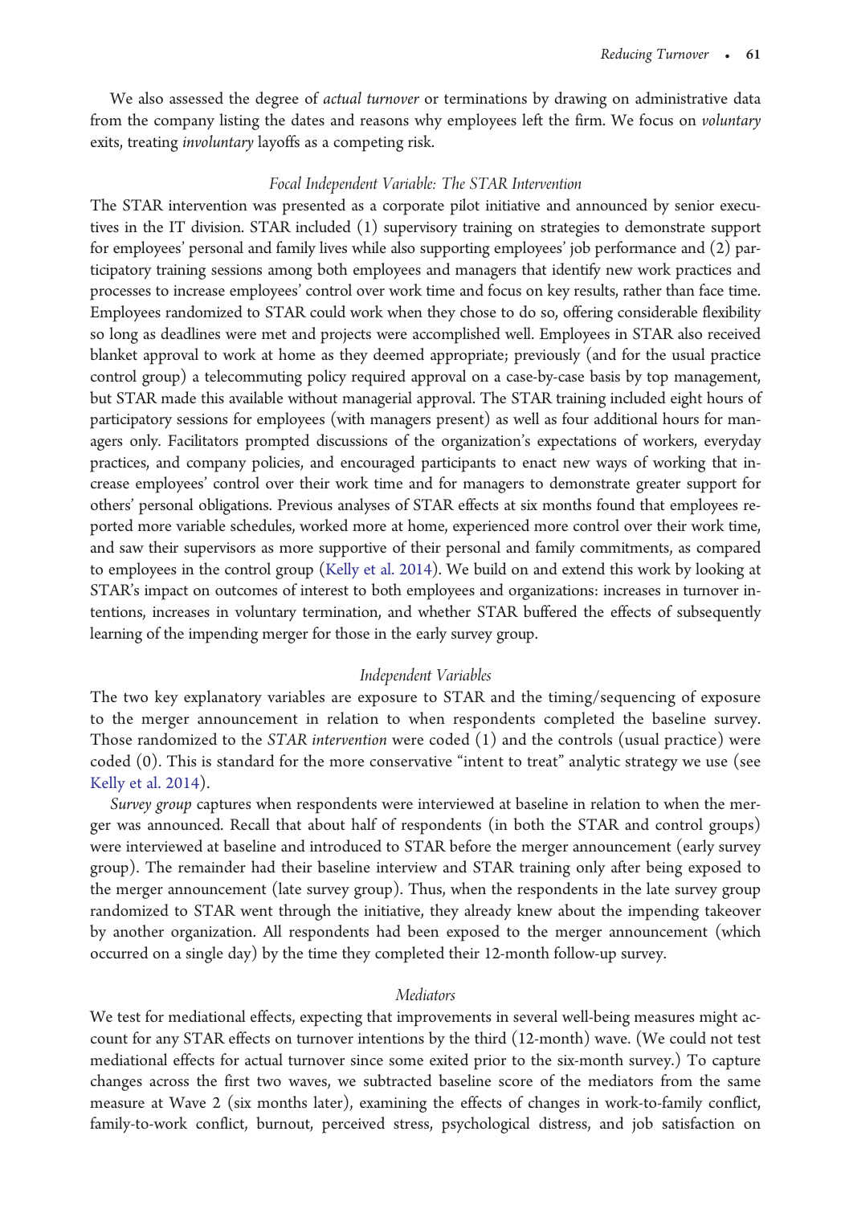We also assessed the degree of *actual turnover* or terminations by drawing on administrative data from the company listing the dates and reasons why employees left the firm. We focus on *voluntary* exits, treating *involuntary* layoffs as a competing risk.

### *Focal Independent Variable: The STAR Intervention*

The STAR intervention was presented as a corporate pilot initiative and announced by senior executives in the IT division. STAR included (1) supervisory training on strategies to demonstrate support for employees' personal and family lives while also supporting employees' job performance and (2) participatory training sessions among both employees and managers that identify new work practices and processes to increase employees' control over work time and focus on key results, rather than face time. Employees randomized to STAR could work when they chose to do so, offering considerable flexibility so long as deadlines were met and projects were accomplished well. Employees in STAR also received blanket approval to work at home as they deemed appropriate; previously (and for the usual practice control group) a telecommuting policy required approval on a case-by-case basis by top management, but STAR made this available without managerial approval. The STAR training included eight hours of participatory sessions for employees (with managers present) as well as four additional hours for managers only. Facilitators prompted discussions of the organization's expectations of workers, everyday practices, and company policies, and encouraged participants to enact new ways of working that increase employees' control over their work time and for managers to demonstrate greater support for others' personal obligations. Previous analyses of STAR effects at six months found that employees reported more variable schedules, worked more at home, experienced more control over their work time, and saw their supervisors as more supportive of their personal and family commitments, as compared to employees in the control group (Kelly et al. 2014). We build on and extend this work by looking at STAR's impact on outcomes of interest to both employees and organizations: increases in turnover intentions, increases in voluntary termination, and whether STAR buffered the effects of subsequently learning of the impending merger for those in the early survey group.

### *Independent Variables*

The two key explanatory variables are exposure to STAR and the timing/sequencing of exposure to the merger announcement in relation to when respondents completed the baseline survey. Those randomized to the *STAR intervention* were coded (1) and the controls (usual practice) were coded (0). This is standard for the more conservative "intent to treat" analytic strategy we use (see Kelly et al. 2014).

*Survey group* captures when respondents were interviewed at baseline in relation to when the merger was announced. Recall that about half of respondents (in both the STAR and control groups) were interviewed at baseline and introduced to STAR before the merger announcement (early survey group). The remainder had their baseline interview and STAR training only after being exposed to the merger announcement (late survey group). Thus, when the respondents in the late survey group randomized to STAR went through the initiative, they already knew about the impending takeover by another organization. All respondents had been exposed to the merger announcement (which occurred on a single day) by the time they completed their 12-month follow-up survey.

### *Mediators*

We test for mediational effects, expecting that improvements in several well-being measures might account for any STAR effects on turnover intentions by the third (12-month) wave. (We could not test mediational effects for actual turnover since some exited prior to the six-month survey.) To capture changes across the first two waves, we subtracted baseline score of the mediators from the same measure at Wave 2 (six months later), examining the effects of changes in work-to-family conflict, family-to-work conflict, burnout, perceived stress, psychological distress, and job satisfaction on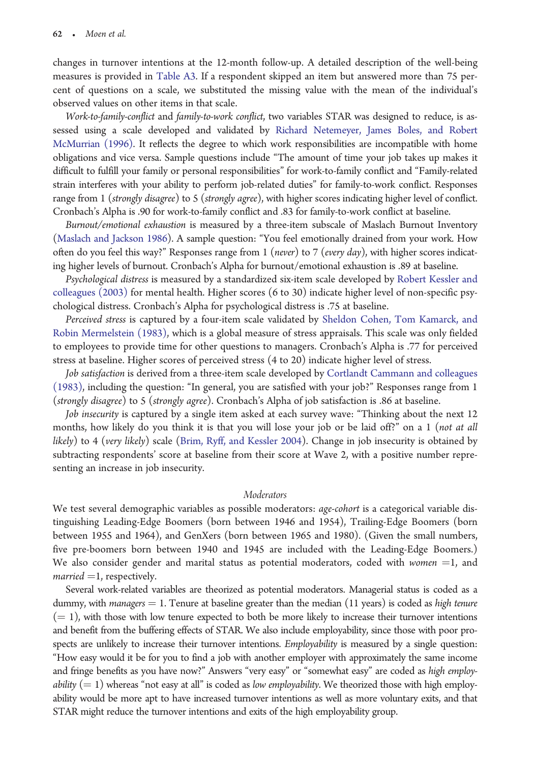changes in turnover intentions at the 12-month follow-up. A detailed description of the well-being measures is provided in Table A3. If a respondent skipped an item but answered more than 75 percent of questions on a scale, we substituted the missing value with the mean of the individual's observed values on other items in that scale.

*Work-to-family-conflict* and *family-to-work conflict*, two variables STAR was designed to reduce, is assessed using a scale developed and validated by Richard Netemeyer, James Boles, and Robert McMurrian (1996). It reflects the degree to which work responsibilities are incompatible with home obligations and vice versa. Sample questions include "The amount of time your job takes up makes it difficult to fulfill your family or personal responsibilities" for work-to-family conflict and "Family-related strain interferes with your ability to perform job-related duties" for family-to-work conflict. Responses range from 1 (*strongly disagree*) to 5 (*strongly agree*), with higher scores indicating higher level of conflict. Cronbach's Alpha is .90 for work-to-family conflict and .83 for family-to-work conflict at baseline.

*Burnout/emotional exhaustion* is measured by a three-item subscale of Maslach Burnout Inventory (Maslach and Jackson 1986). A sample question: "You feel emotionally drained from your work. How often do you feel this way?" Responses range from 1 (*never*) to 7 (*every day*), with higher scores indicating higher levels of burnout. Cronbach's Alpha for burnout/emotional exhaustion is .89 at baseline.

*Psychological distress* is measured by a standardized six-item scale developed by Robert Kessler and colleagues (2003) for mental health. Higher scores (6 to 30) indicate higher level of non-specific psychological distress. Cronbach's Alpha for psychological distress is .75 at baseline.

*Perceived stress* is captured by a four-item scale validated by Sheldon Cohen, Tom Kamarck, and Robin Mermelstein (1983), which is a global measure of stress appraisals. This scale was only fielded to employees to provide time for other questions to managers. Cronbach's Alpha is .77 for perceived stress at baseline. Higher scores of perceived stress (4 to 20) indicate higher level of stress.

*Job satisfaction* is derived from a three-item scale developed by Cortlandt Cammann and colleagues (1983), including the question: "In general, you are satisfied with your job?" Responses range from 1 (*strongly disagree*) to 5 (*strongly agree*). Cronbach's Alpha of job satisfaction is .86 at baseline.

*Job insecurity* is captured by a single item asked at each survey wave: "Thinking about the next 12 months, how likely do you think it is that you will lose your job or be laid off?" on a 1 (*not at all likely*) to 4 (*very likely*) scale (Brim, Ryff, and Kessler 2004). Change in job insecurity is obtained by subtracting respondents' score at baseline from their score at Wave 2, with a positive number representing an increase in job insecurity.

### *Moderators*

We test several demographic variables as possible moderators: *age-cohort* is a categorical variable distinguishing Leading-Edge Boomers (born between 1946 and 1954), Trailing-Edge Boomers (born between 1955 and 1964), and GenXers (born between 1965 and 1980). (Given the small numbers, five pre-boomers born between 1940 and 1945 are included with the Leading-Edge Boomers.) We also consider gender and marital status as potential moderators, coded with *women* =1, and *married* =1, respectively.

Several work-related variables are theorized as potential moderators. Managerial status is coded as a dummy, with *managers* = 1. Tenure at baseline greater than the median (11 years) is coded as *high tenure* (= 1), with those with low tenure expected to both be more likely to increase their turnover intentions and benefit from the buffering effects of STAR. We also include employability, since those with poor prospects are unlikely to increase their turnover intentions. *Employability* is measured by a single question: "How easy would it be for you to find a job with another employer with approximately the same income and fringe benefits as you have now?" Answers "very easy" or "somewhat easy" are coded as *high employability* (= 1) whereas "not easy at all" is coded as *low employability*. We theorized those with high employability would be more apt to have increased turnover intentions as well as more voluntary exits, and that STAR might reduce the turnover intentions and exits of the high employability group.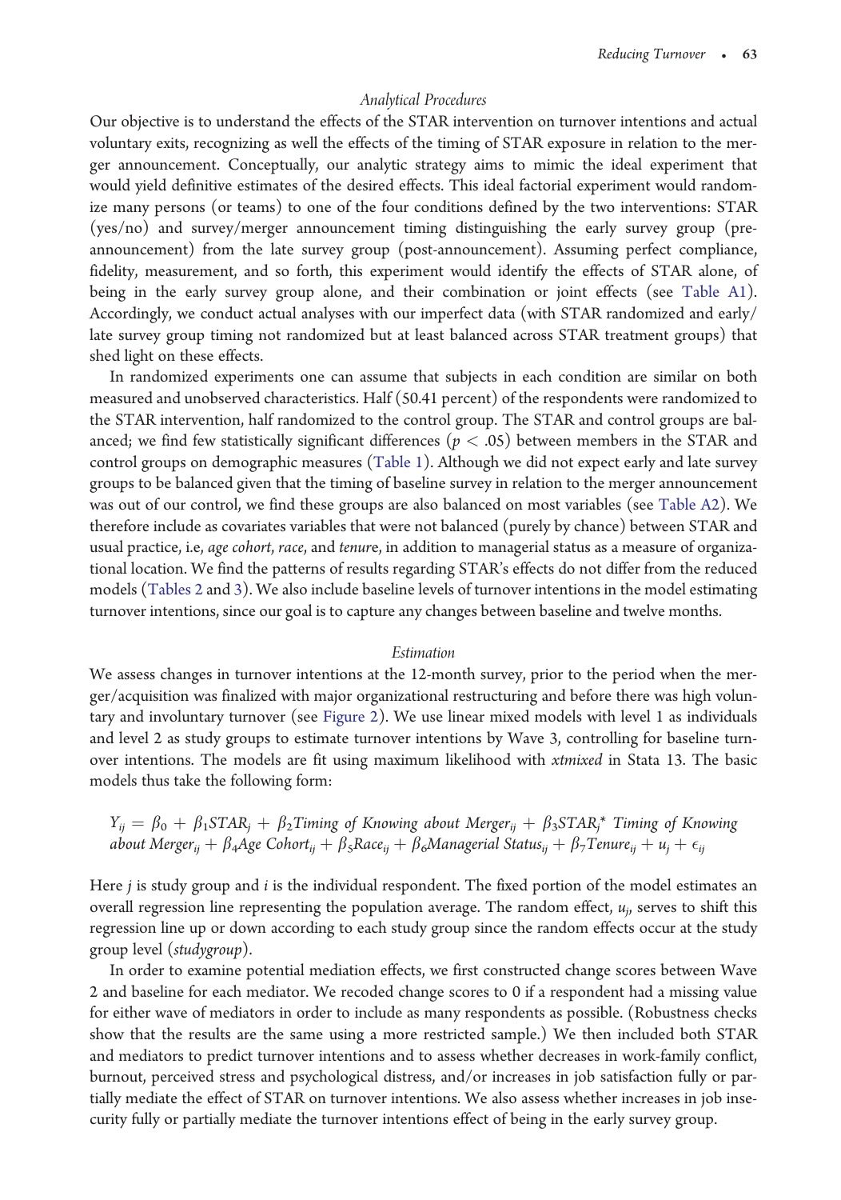### *Analytical Procedures*

Our objective is to understand the effects of the STAR intervention on turnover intentions and actual voluntary exits, recognizing as well the effects of the timing of STAR exposure in relation to the merger announcement. Conceptually, our analytic strategy aims to mimic the ideal experiment that would yield definitive estimates of the desired effects. This ideal factorial experiment would randomize many persons (or teams) to one of the four conditions defined by the two interventions: STAR (yes/no) and survey/merger announcement timing distinguishing the early survey group (pre-announcement) from the late survey group (post-announcement). Assuming perfect compliance, fidelity, measurement, and so forth, this experiment would identify the effects of STAR alone, of being in the early survey group alone, and their combination or joint effects (see Table A1). Accordingly, we conduct actual analyses with our imperfect data (with STAR randomized and early/late survey group timing not randomized but at least balanced across STAR treatment groups) that shed light on these effects.

In randomized experiments one can assume that subjects in each condition are similar on both measured and unobserved characteristics. Half (50.41 percent) of the respondents were randomized to the STAR intervention, half randomized to the control group. The STAR and control groups are balanced; we find few statistically significant differences ($p < .05$) between members in the STAR and control groups on demographic measures (Table 1). Although we did not expect early and late survey groups to be balanced given that the timing of baseline survey in relation to the merger announcement was out of our control, we find these groups are also balanced on most variables (see Table A2). We therefore include as covariates variables that were not balanced (purely by chance) between STAR and usual practice, i.e, *age cohort*, *race*, and *tenure*, in addition to managerial status as a measure of organizational location. We find the patterns of results regarding STAR's effects do not differ from the reduced models (Tables 2 and 3). We also include baseline levels of turnover intentions in the model estimating turnover intentions, since our goal is to capture any changes between baseline and twelve months.

### *Estimation*

We assess changes in turnover intentions at the 12-month survey, prior to the period when the merger/acquisition was finalized with major organizational restructuring and before there was high voluntary and involuntary turnover (see Figure 2). We use linear mixed models with level 1 as individuals and level 2 as study groups to estimate turnover intentions by Wave 3, controlling for baseline turnover intentions. The models are fit using maximum likelihood with *xtmixed* in Stata 13. The basic models thus take the following form:

$$Y_{ij} = \beta_0 + \beta_1 STAR_j + \beta_2 \textit{Timing of Knowing about Merger}_{ij} + \beta_3 STAR_j^{*}\ \textit{Timing of Knowing about Merger}_{ij} + \beta_4 \textit{Age Cohort}_{ij} + \beta_5 \textit{Race}_{ij} + \beta_6 \textit{Managerial Status}_{ij} + \beta_7 \textit{Tenure}_{ij} + u_j + \epsilon_{ij}$$

Here $j$ is study group and $i$ is the individual respondent. The fixed portion of the model estimates an overall regression line representing the population average. The random effect, $u_j$, serves to shift this regression line up or down according to each study group since the random effects occur at the study group level (*studygroup*).

In order to examine potential mediation effects, we first constructed change scores between Wave 2 and baseline for each mediator. We recoded change scores to 0 if a respondent had a missing value for either wave of mediators in order to include as many respondents as possible. (Robustness checks show that the results are the same using a more restricted sample.) We then included both STAR and mediators to predict turnover intentions and to assess whether decreases in work-family conflict, burnout, perceived stress and psychological distress, and/or increases in job satisfaction fully or partially mediate the effect of STAR on turnover intentions. We also assess whether increases in job insecurity fully or partially mediate the turnover intentions effect of being in the early survey group.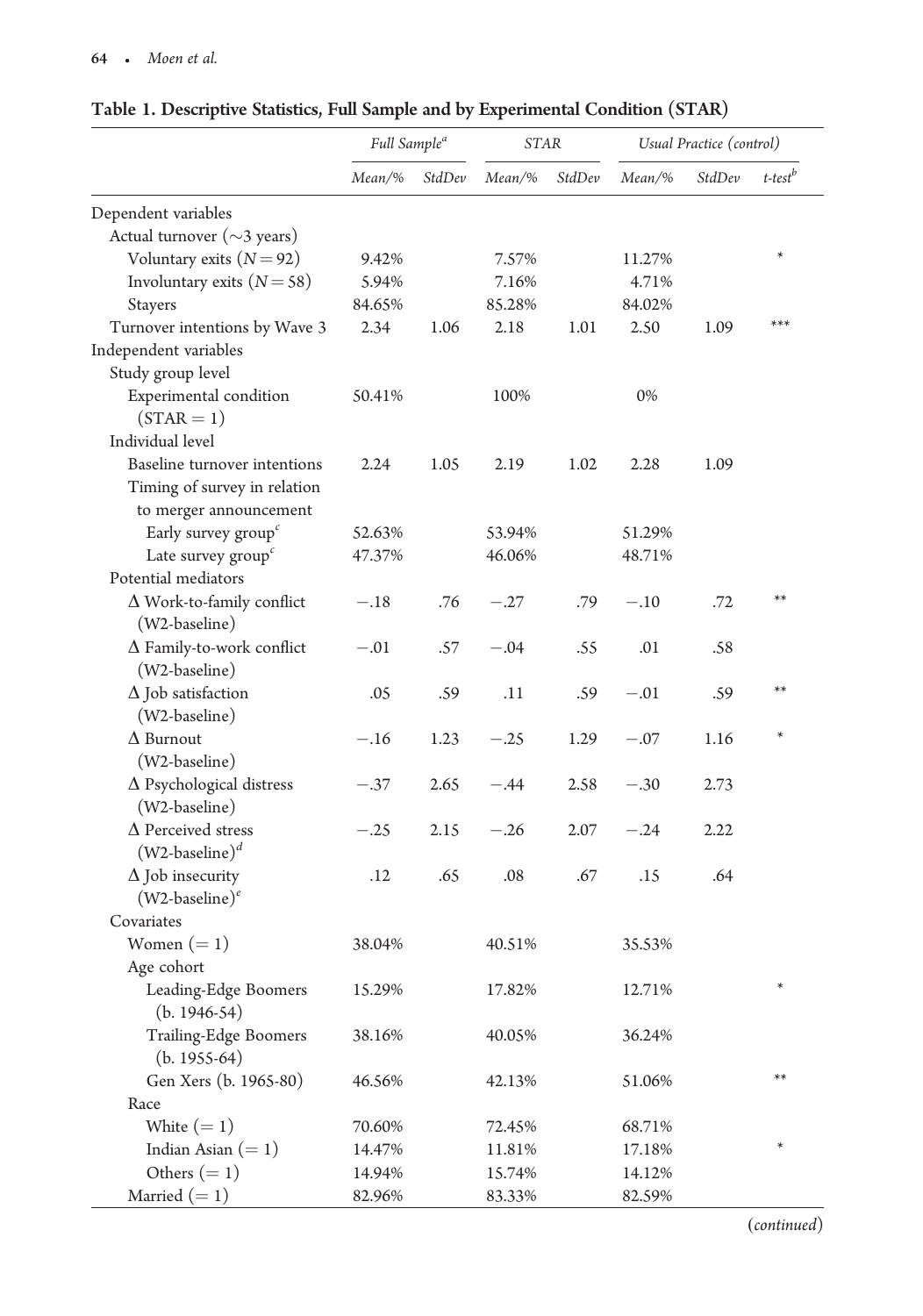**Table 1. Descriptive Statistics, Full Sample and by Experimental Condition (STAR)**

| | Full Sample[a] | | STAR | | Usual Practice (control) | | |
|---|---|---|---|---|---|---|---|
| | Mean/% | StdDev | Mean/% | StdDev | Mean/% | StdDev | t-test[b] |
| Dependent variables | | | | | | | |
| Actual turnover (~3 years) | | | | | | | |
| Voluntary exits ($N = 92$) | 9.42% | | 7.57% | | 11.27% | | * |
| Involuntary exits ($N = 58$) | 5.94% | | 7.16% | | 4.71% | | |
| Stayers | 84.65% | | 85.28% | | 84.02% | | |
| Turnover intentions by Wave 3 | 2.34 | 1.06 | 2.18 | 1.01 | 2.50 | 1.09 | *** |
| Independent variables | | | | | | | |
| Study group level | | | | | | | |
| Experimental condition (STAR = 1) | 50.41% | | 100% | | 0% | | |
| Individual level | | | | | | | |
| Baseline turnover intentions | 2.24 | 1.05 | 2.19 | 1.02 | 2.28 | 1.09 | |
| Timing of survey in relation to merger announcement | | | | | | | |
| Early survey group[c] | 52.63% | | 53.94% | | 51.29% | | |
| Late survey group[c] | 47.37% | | 46.06% | | 48.71% | | |
| Potential mediators | | | | | | | |
| Δ Work-to-family conflict (W2-baseline) | −.18 | .76 | −.27 | .79 | −.10 | .72 | ** |
| Δ Family-to-work conflict (W2-baseline) | −.01 | .57 | −.04 | .55 | .01 | .58 | |
| Δ Job satisfaction (W2-baseline) | .05 | .59 | .11 | .59 | −.01 | .59 | ** |
| Δ Burnout (W2-baseline) | −.16 | 1.23 | −.25 | 1.29 | −.07 | 1.16 | * |
| Δ Psychological distress (W2-baseline) | −.37 | 2.65 | −.44 | 2.58 | −.30 | 2.73 | |
| Δ Perceived stress (W2-baseline)[d] | −.25 | 2.15 | −.26 | 2.07 | −.24 | 2.22 | |
| Δ Job insecurity (W2-baseline)[e] | .12 | .65 | .08 | .67 | .15 | .64 | |
| Covariates | | | | | | | |
| Women (= 1) | 38.04% | | 40.51% | | 35.53% | | |
| Age cohort | | | | | | | |
| Leading-Edge Boomers (b. 1946-54) | 15.29% | | 17.82% | | 12.71% | | * |
| Trailing-Edge Boomers (b. 1955-64) | 38.16% | | 40.05% | | 36.24% | | |
| Gen Xers (b. 1965-80) | 46.56% | | 42.13% | | 51.06% | | ** |
| Race | | | | | | | |
| White (= 1) | 70.60% | | 72.45% | | 68.71% | | |
| Indian Asian (= 1) | 14.47% | | 11.81% | | 17.18% | | * |
| Others (= 1) | 14.94% | | 15.74% | | 14.12% | | |
| Married (= 1) | 82.96% | | 83.33% | | 82.59% | | |

(continued)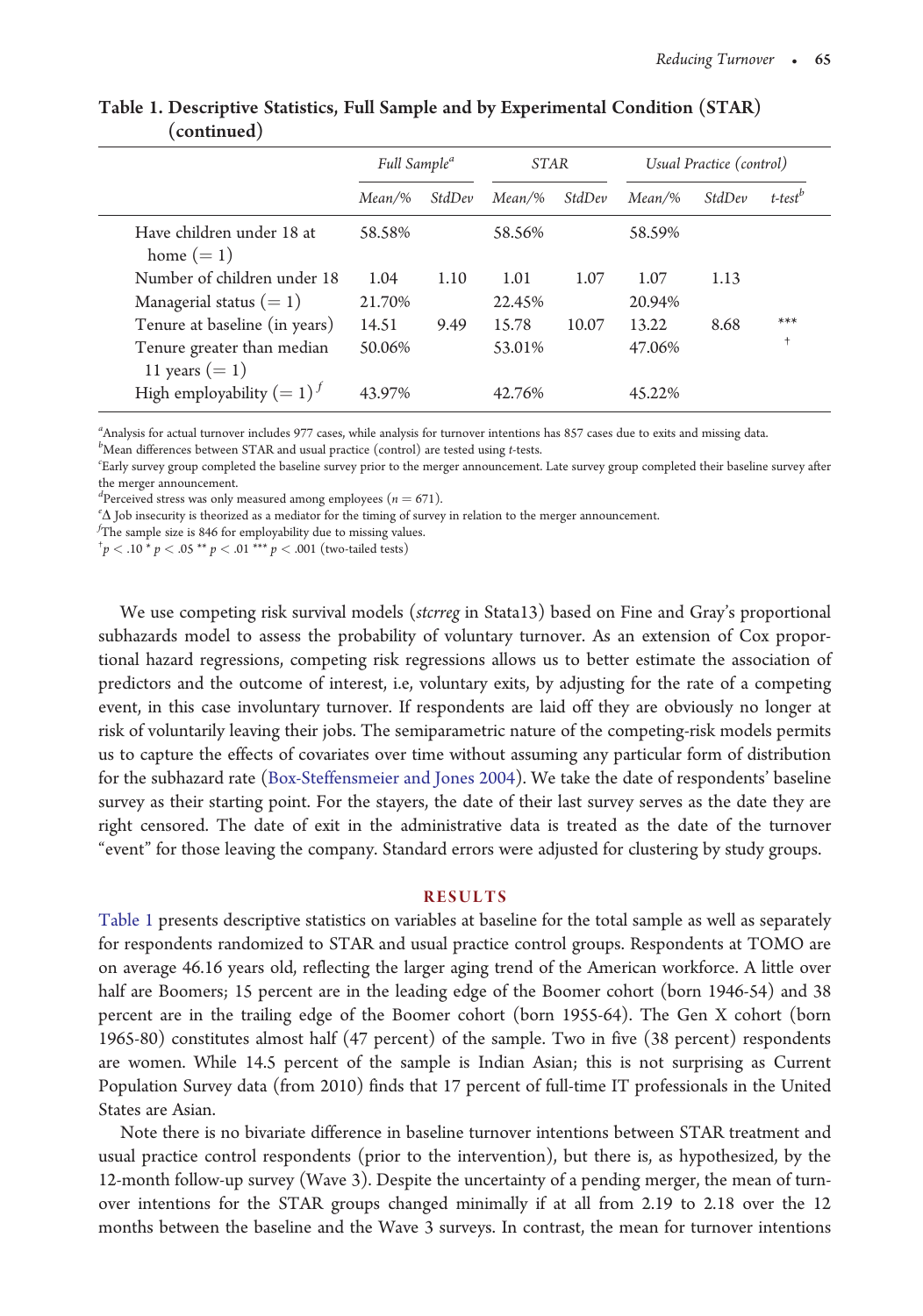**Table 1. Descriptive Statistics, Full Sample and by Experimental Condition (STAR) (continued)**

| | *Full Sample*[a] | | *STAR* | | *Usual Practice (control)* | | |
|---|---|---|---|---|---|---|---|
| | *Mean/%* | *StdDev* | *Mean/%* | *StdDev* | *Mean/%* | *StdDev* | *t-test*[b] |
| Have children under 18 at home (= 1) | 58.58% | | 58.56% | | 58.59% | | |
| Number of children under 18 | 1.04 | 1.10 | 1.01 | 1.07 | 1.07 | 1.13 | |
| Managerial status (= 1) | 21.70% | | 22.45% | | 20.94% | | |
| Tenure at baseline (in years) | 14.51 | 9.49 | 15.78 | 10.07 | 13.22 | 8.68 | *** |
| Tenure greater than median 11 years (= 1) | 50.06% | | 53.01% | | 47.06% | | † |
| High employability (= 1)[f] | 43.97% | | 42.76% | | 45.22% | | |

[a]Analysis for actual turnover includes 977 cases, while analysis for turnover intentions has 857 cases due to exits and missing data.
[b]Mean differences between STAR and usual practice (control) are tested using *t*-tests.
[c]Early survey group completed the baseline survey prior to the merger announcement. Late survey group completed their baseline survey after the merger announcement.
[d]Perceived stress was only measured among employees ($n = 671$).
[e]Δ Job insecurity is theorized as a mediator for the timing of survey in relation to the merger announcement.
[f]The sample size is 846 for employability due to missing values.
†$p < .10$ * $p < .05$ ** $p < .01$ *** $p < .001$ (two-tailed tests)

We use competing risk survival models (*stcrreg* in Stata13) based on Fine and Gray's proportional subhazards model to assess the probability of voluntary turnover. As an extension of Cox proportional hazard regressions, competing risk regressions allows us to better estimate the association of predictors and the outcome of interest, i.e, voluntary exits, by adjusting for the rate of a competing event, in this case involuntary turnover. If respondents are laid off they are obviously no longer at risk of voluntarily leaving their jobs. The semiparametric nature of the competing-risk models permits us to capture the effects of covariates over time without assuming any particular form of distribution for the subhazard rate (Box-Steffensmeier and Jones 2004). We take the date of respondents' baseline survey as their starting point. For the stayers, the date of their last survey serves as the date they are right censored. The date of exit in the administrative data is treated as the date of the turnover "event" for those leaving the company. Standard errors were adjusted for clustering by study groups.

## RESULTS

Table 1 presents descriptive statistics on variables at baseline for the total sample as well as separately for respondents randomized to STAR and usual practice control groups. Respondents at TOMO are on average 46.16 years old, reflecting the larger aging trend of the American workforce. A little over half are Boomers; 15 percent are in the leading edge of the Boomer cohort (born 1946-54) and 38 percent are in the trailing edge of the Boomer cohort (born 1955-64). The Gen X cohort (born 1965-80) constitutes almost half (47 percent) of the sample. Two in five (38 percent) respondents are women. While 14.5 percent of the sample is Indian Asian; this is not surprising as Current Population Survey data (from 2010) finds that 17 percent of full-time IT professionals in the United States are Asian.

Note there is no bivariate difference in baseline turnover intentions between STAR treatment and usual practice control respondents (prior to the intervention), but there is, as hypothesized, by the 12-month follow-up survey (Wave 3). Despite the uncertainty of a pending merger, the mean of turnover intentions for the STAR groups changed minimally if at all from 2.19 to 2.18 over the 12 months between the baseline and the Wave 3 surveys. In contrast, the mean for turnover intentions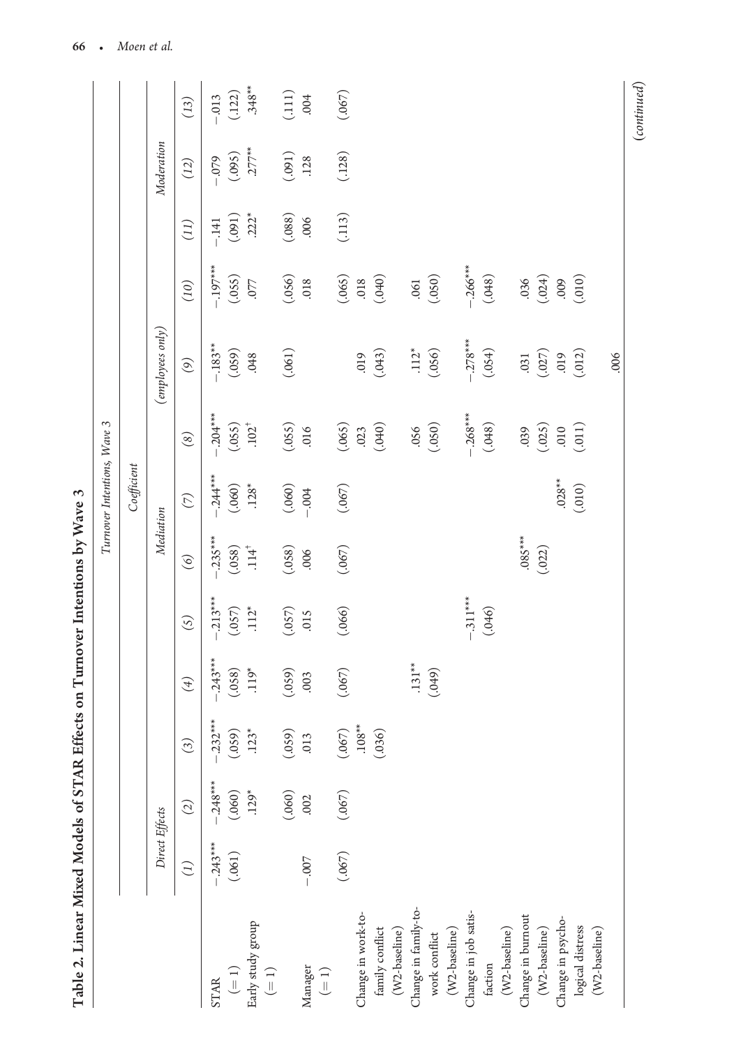**Table 2. Linear Mixed Models of STAR Effects on Turnover Intentions by Wave 3**

| | Turnover Intentions, Wave 3 | | | | | | | | | | | | |
|---|---|---|---|---|---|---|---|---|---|---|---|---|---|
| | Coefficient | | | | | | | | | | | | |
| | Direct Effects | | Mediation | | | | | | (employees only) | | Moderation | | |
| | (1) | (2) | (3) | (4) | (5) | (6) | (7) | (8) | (9) | (10) | (11) | (12) | (13) |
| STAR | −.243*** | −.248*** | −.232*** | −.243*** | −.213*** | −.235*** | −.244*** | −.204*** | −.183** | −.197*** | −.141 | −.079 | −.013 |
| (= 1) | (.061) | (.060) | (.059) | (.058) | (.057) | (.058) | (.060) | (.055) | (.059) | (.055) | (.091) | (.095) | (.122) |
| Early study group | | .129* | .123* | .119* | .112* | .114† | .128* | .102† | .048 | .077 | .222* | .277** | .348** |
| (= 1) | | (.060) | (.059) | (.059) | (.057) | (.058) | (.060) | (.055) | (.061) | (.056) | (.088) | (.091) | (.111) |
| Manager | −.007 | .002 | .013 | .003 | .015 | .006 | −.004 | .016 | | .018 | .006 | .128 | .004 |
| (= 1) | (.067) | (.067) | (.067) | (.067) | (.066) | (.067) | (.067) | (.065) | | (.065) | (.113) | (.128) | (.067) |
| Change in work-to-family conflict | | | .108** | | | | | .023 | .019 | .018 | | | |
| (W2-baseline) | | | (.036) | | | | | (.040) | (.043) | (.040) | | | |
| Change in family-to-work conflict | | | | .131** | | | | .056 | .112* | .061 | | | |
| (W2-baseline) | | | | (.049) | | | | (.050) | (.056) | (.050) | | | |
| Change in job satisfaction | | | | | −.311*** | | | −.268*** | −.278*** | −.266*** | | | |
| (W2-baseline) | | | | | (.046) | | | (.048) | (.054) | (.048) | | | |
| Change in burnout | | | | | | .085*** | | .039 | .031 | .036 | | | |
| (W2-baseline) | | | | | | (.022) | | (.025) | (.027) | (.024) | | | |
| Change in psychological distress | | | | | | | .028** | .010 | .019 | .009 | | | |
| (W2-baseline) | | | | | | | (.010) | (.011) | (.012) | (.010) | | | |
| | | | | | | | | | .006 | | | | |

(continued)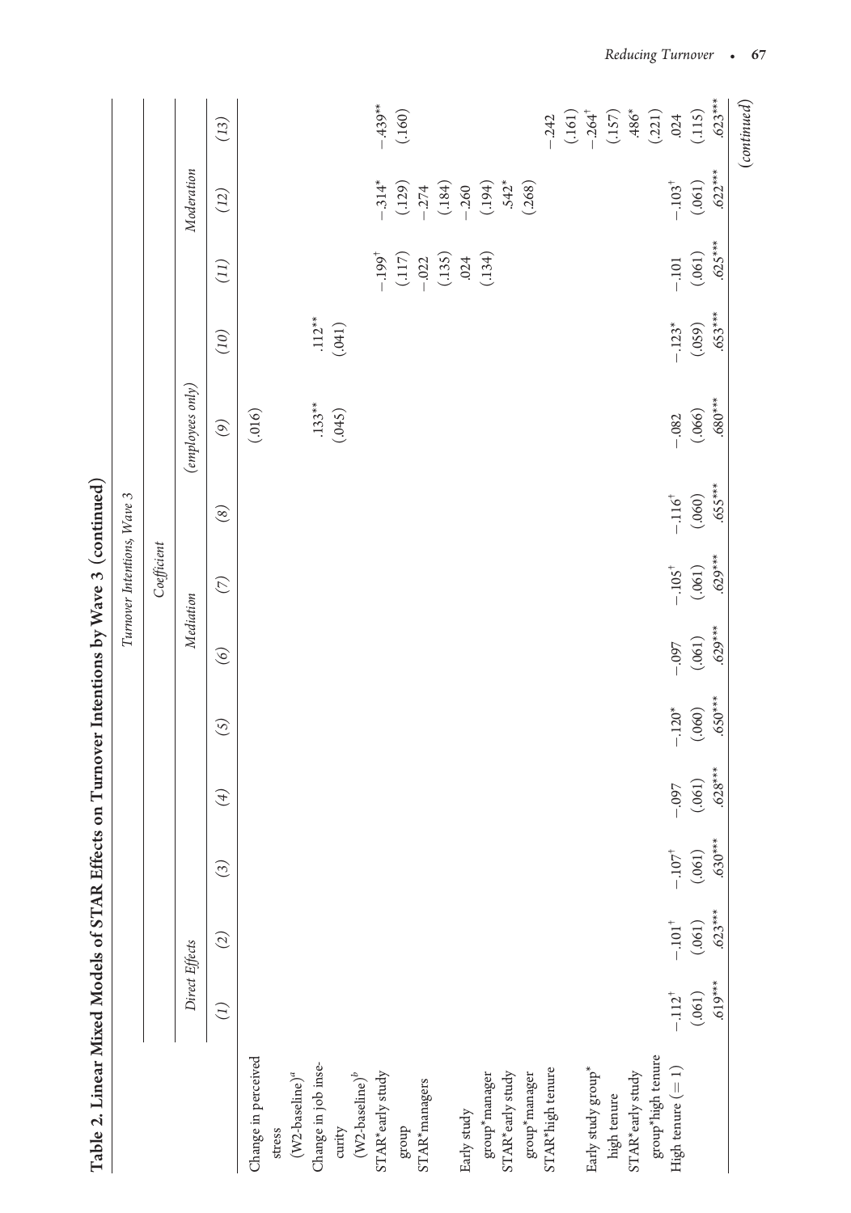**Table 2. Linear Mixed Models of STAR Effects on Turnover Intentions by Wave 3 (continued)**

| | Turnover Intentions, Wave 3 | | | | | | | | | | | | |
|---|---|---|---|---|---|---|---|---|---|---|---|---|---|
| | Coefficient | | | | | | | | | | | | |
| | Direct Effects | | | | | Mediation | | | (employees only) | | Moderation | | |
| | (1) | (2) | (3) | (4) | (5) | (6) | (7) | (8) | (9) | (10) | (11) | (12) | (13) |
| Change in perceived stress (W2-baseline)[a] | | | | | | | | | (.016) | | | | |
| Change in job insecurity (W2-baseline)[b] | | | | | | | | | .133** | .112** | | | |
| | | | | | | | | | (.045) | (.041) | | | |
| STAR*early study group | | | | | | | | | | | −.199[†] | −.314* | −.439** |
| | | | | | | | | | | | (.117) | (.129) | (.160) |
| STAR*managers | | | | | | | | | | | −.022 | −.274 | |
| | | | | | | | | | | | (.135) | (.184) | |
| Early study group*manager | | | | | | | | | | | .024 | −.260 | |
| | | | | | | | | | | | (.134) | (.194) | |
| STAR*early study group*manager | | | | | | | | | | | | .542* | |
| | | | | | | | | | | | | (.268) | |
| STAR*high tenure | | | | | | | | | | | | | −.242 |
| | | | | | | | | | | | | | (.161) |
| Early study group* high tenure | | | | | | | | | | | | | −.264[†] |
| | | | | | | | | | | | | | (.157) |
| STAR*early study group*high tenure | | | | | | | | | | | | | .486* |
| | | | | | | | | | | | | | (.221) |
| High tenure (= 1) | −.112[†] | −.101[†] | −.107[†] | −.097 | −.120* | −.097 | −.105[†] | −.116[†] | −.082 | −.123* | −.101 | −.103[†] | .024 |
| | (.061) | (.061) | (.061) | (.061) | (.060) | (.061) | (.061) | (.060) | (.066) | (.059) | (.061) | (.061) | (.115) |
| | .619*** | .623*** | .630*** | .628*** | .650*** | .629*** | .629*** | .655*** | .680*** | .653*** | .625*** | .622*** | .623*** |

(continued)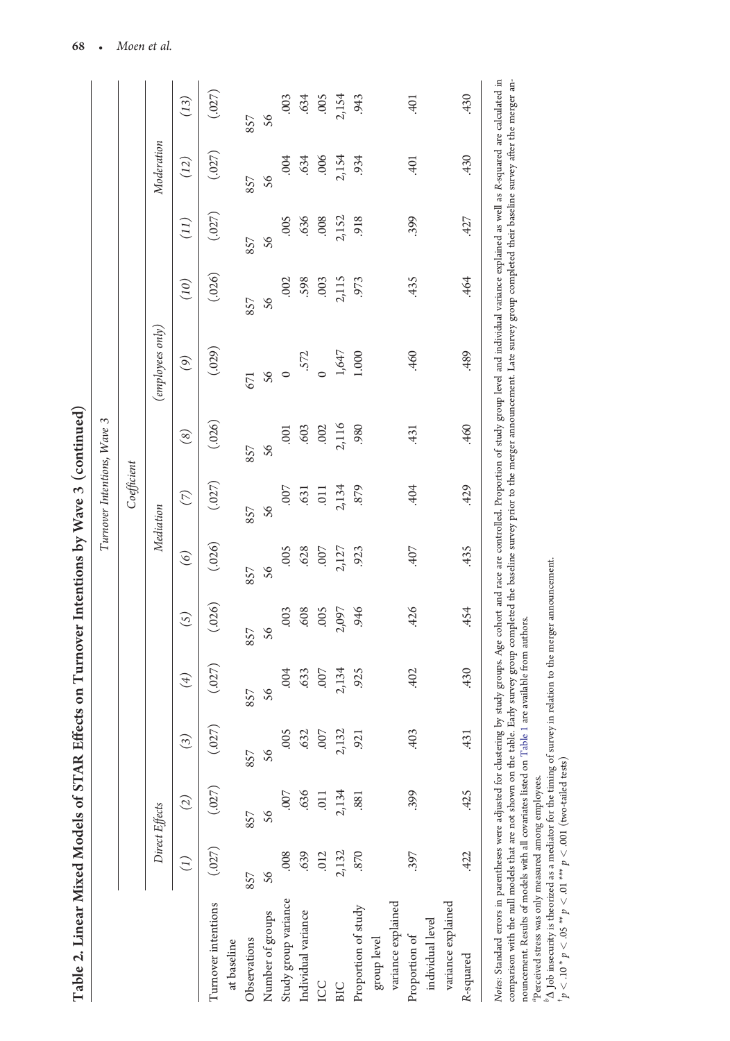**Table 2. Linear Mixed Models of STAR Effects on Turnover Intentions by Wave 3 (continued)**

| | Turnover Intentions, Wave 3 | | | | | | | | | | | | |
|---|---|---|---|---|---|---|---|---|---|---|---|---|---|
| | Coefficient | | | | | | | | | | | | |
| | Direct Effects | | | | | Mediation | | | (employees only) | | | Moderation | |
| | (1) | (2) | (3) | (4) | (5) | (6) | (7) | (8) | (9) | (10) | (11) | (12) | (13) |
| Turnover intentions at baseline | (.027) | (.027) | (.027) | (.027) | (.026) | (.026) | (.027) | (.026) | (.029) | (.026) | (.027) | (.027) | (.027) |
| Observations | 857 | 857 | 857 | 857 | 857 | 857 | 857 | 857 | 671 | 857 | 857 | 857 | 857 |
| Number of groups | 56 | 56 | 56 | 56 | 56 | 56 | 56 | 56 | 56 | 56 | 56 | 56 | 56 |
| Study group variance | .008 | .007 | .005 | .004 | .003 | .005 | .007 | .001 | 0 | .002 | .005 | .004 | .003 |
| Individual variance | .639 | .636 | .632 | .633 | .608 | .628 | .631 | .603 | .572 | .598 | .636 | .634 | .634 |
| ICC | .012 | .011 | .007 | .007 | .005 | .007 | .011 | .002 | 0 | .003 | .008 | .006 | .005 |
| BIC | 2,132 | 2,134 | 2,132 | 2,134 | 2,097 | 2,127 | 2,134 | 2,116 | 1,647 | 2,115 | 2,152 | 2,154 | 2,154 |
| Proportion of study group level variance explained | .870 | .881 | .921 | .925 | .946 | .923 | .879 | .980 | 1.000 | .973 | .918 | .934 | .943 |
| Proportion of individual level variance explained | .397 | .399 | .403 | .402 | .426 | .407 | .404 | .431 | .460 | .435 | .399 | .401 | .401 |
| R-squared | .422 | .425 | .431 | .430 | .454 | .435 | .429 | .460 | .489 | .464 | .427 | .430 | .430 |

*Notes*: Standard errors in parentheses were adjusted for clustering by study groups. Age cohort and race are controlled. Proportion of study group level and individual variance explained as well as *R*-squared are calculated in comparison with the null models that are not shown on the table. Early survey group completed the baseline survey prior to the merger announcement. Late survey group completed their baseline survey after the merger announcement. Results of models with all covariates listed on Table 1 are available from authors.

[a]Perceived stress was only measured among employees.

[b]Δ Job insecurity is theorized as a mediator for the timing of survey in relation to the merger announcement.

[+]$p < .10$ * $p < .05$ ** $p < .01$ *** $p < .001$ (two-tailed tests)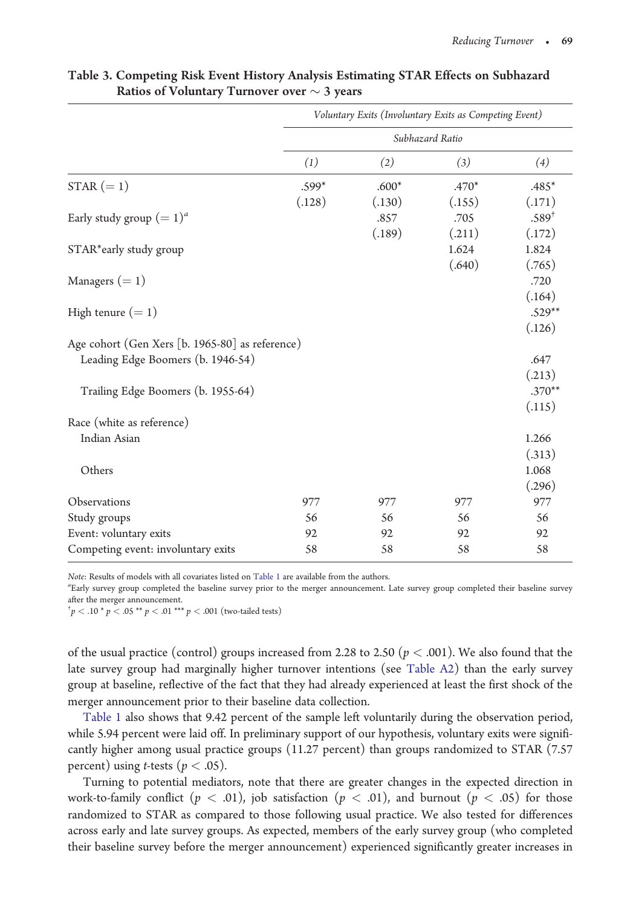**Table 3. Competing Risk Event History Analysis Estimating STAR Effects on Subhazard Ratios of Voluntary Turnover over ~ 3 years**

| | Voluntary Exits (Involuntary Exits as Competing Event) | | | |
|---|---|---|---|---|
| | Subhazard Ratio | | | |
| | (1) | (2) | (3) | (4) |
| STAR (= 1) | .599* | .600* | .470* | .485* |
| | (.128) | (.130) | (.155) | (.171) |
| Early study group (= 1)[a] | | .857 | .705 | .589[†] |
| | | (.189) | (.211) | (.172) |
| STAR*early study group | | | 1.624 | 1.824 |
| | | | (.640) | (.765) |
| Managers (= 1) | | | | .720 |
| | | | | (.164) |
| High tenure (= 1) | | | | .529** |
| | | | | (.126) |
| Age cohort (Gen Xers [b. 1965-80] as reference) | | | | |
| Leading Edge Boomers (b. 1946-54) | | | | .647 |
| | | | | (.213) |
| Trailing Edge Boomers (b. 1955-64) | | | | .370** |
| | | | | (.115) |
| Race (white as reference) | | | | |
| Indian Asian | | | | 1.266 |
| | | | | (.313) |
| Others | | | | 1.068 |
| | | | | (.296) |
| Observations | 977 | 977 | 977 | 977 |
| Study groups | 56 | 56 | 56 | 56 |
| Event: voluntary exits | 92 | 92 | 92 | 92 |
| Competing event: involuntary exits | 58 | 58 | 58 | 58 |

*Note*: Results of models with all covariates listed on Table 1 are available from the authors.

[a]Early survey group completed the baseline survey prior to the merger announcement. Late survey group completed their baseline survey after the merger announcement.

[†]$p < .10$ * $p < .05$ ** $p < .01$ *** $p < .001$ (two-tailed tests)

of the usual practice (control) groups increased from 2.28 to 2.50 ($p < .001$). We also found that the late survey group had marginally higher turnover intentions (see Table A2) than the early survey group at baseline, reflective of the fact that they had already experienced at least the first shock of the merger announcement prior to their baseline data collection.

Table 1 also shows that 9.42 percent of the sample left voluntarily during the observation period, while 5.94 percent were laid off. In preliminary support of our hypothesis, voluntary exits were significantly higher among usual practice groups (11.27 percent) than groups randomized to STAR (7.57 percent) using *t*-tests ($p < .05$).

Turning to potential mediators, note that there are greater changes in the expected direction in work-to-family conflict ($p < .01$), job satisfaction ($p < .01$), and burnout ($p < .05$) for those randomized to STAR as compared to those following usual practice. We also tested for differences across early and late survey groups. As expected, members of the early survey group (who completed their baseline survey before the merger announcement) experienced significantly greater increases in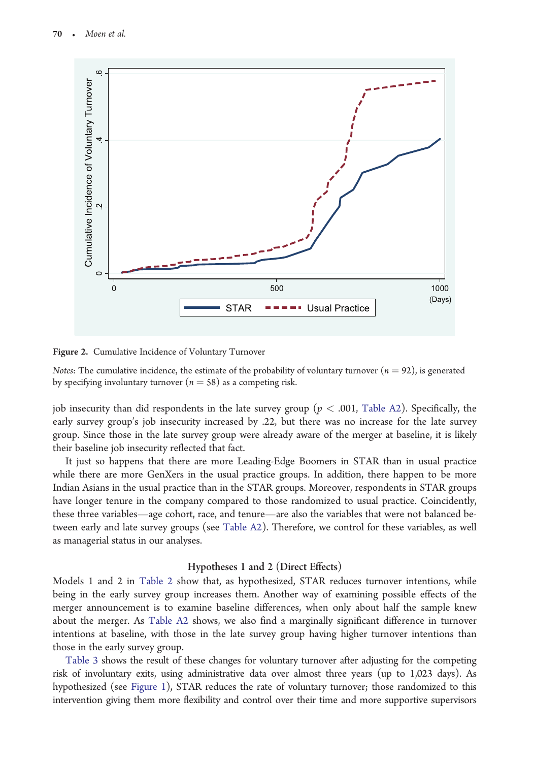Figure 2. Cumulative Incidence of Voluntary Turnover

*Notes*: The cumulative incidence, the estimate of the probability of voluntary turnover ($n = 92$), is generated by specifying involuntary turnover ($n = 58$) as a competing risk.

job insecurity than did respondents in the late survey group ($p < .001$, Table A2). Specifically, the early survey group's job insecurity increased by .22, but there was no increase for the late survey group. Since those in the late survey group were already aware of the merger at baseline, it is likely their baseline job insecurity reflected that fact.

It just so happens that there are more Leading-Edge Boomers in STAR than in usual practice while there are more GenXers in the usual practice groups. In addition, there happen to be more Indian Asians in the usual practice than in the STAR groups. Moreover, respondents in STAR groups have longer tenure in the company compared to those randomized to usual practice. Coincidently, these three variables—age cohort, race, and tenure—are also the variables that were not balanced between early and late survey groups (see Table A2). Therefore, we control for these variables, as well as managerial status in our analyses.

### Hypotheses 1 and 2 (Direct Effects)

Models 1 and 2 in Table 2 show that, as hypothesized, STAR reduces turnover intentions, while being in the early survey group increases them. Another way of examining possible effects of the merger announcement is to examine baseline differences, when only about half the sample knew about the merger. As Table A2 shows, we also find a marginally significant difference in turnover intentions at baseline, with those in the late survey group having higher turnover intentions than those in the early survey group.

Table 3 shows the result of these changes for voluntary turnover after adjusting for the competing risk of involuntary exits, using administrative data over almost three years (up to 1,023 days). As hypothesized (see Figure 1), STAR reduces the rate of voluntary turnover; those randomized to this intervention giving them more flexibility and control over their time and more supportive supervisors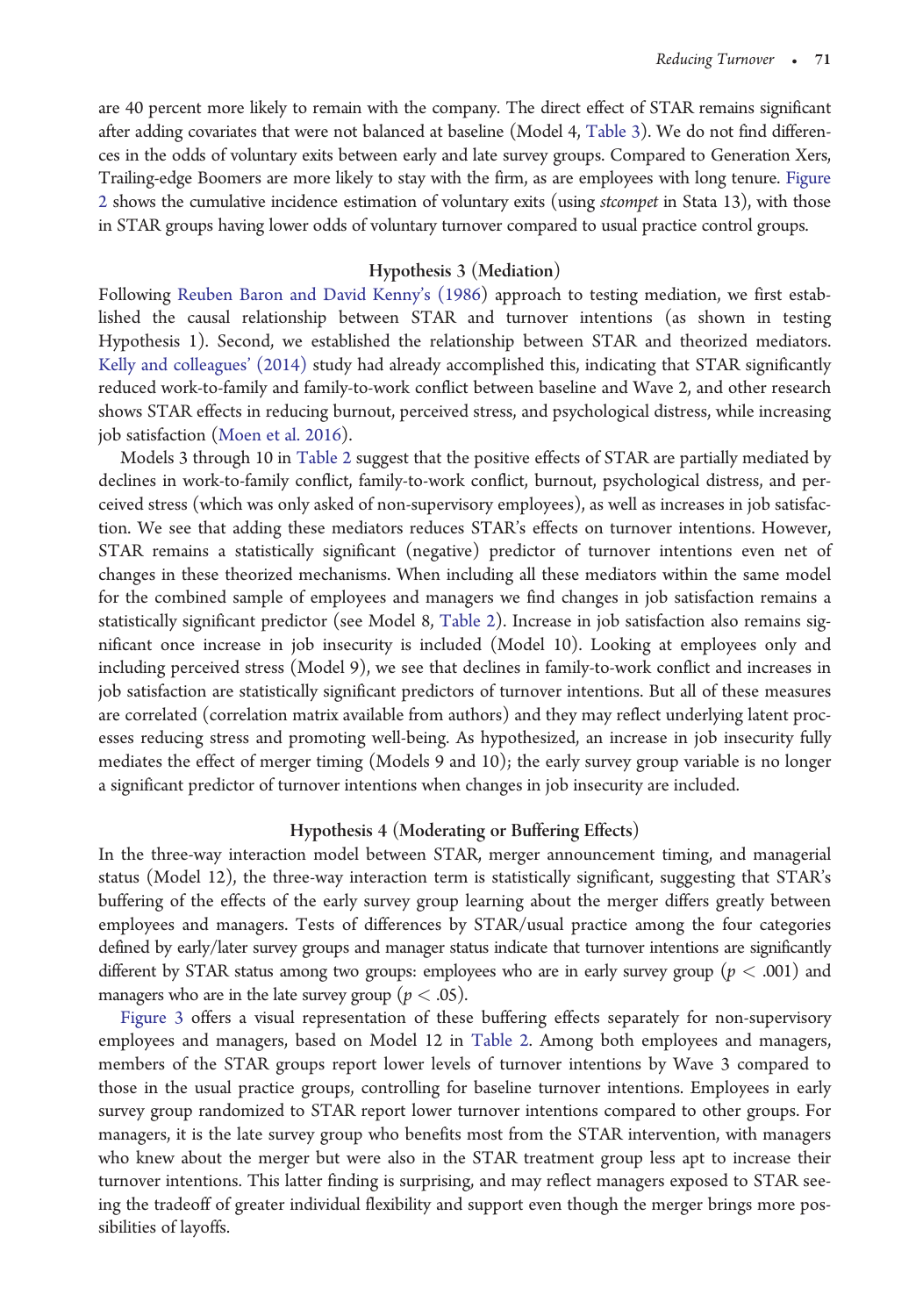are 40 percent more likely to remain with the company. The direct effect of STAR remains significant after adding covariates that were not balanced at baseline (Model 4, Table 3). We do not find differences in the odds of voluntary exits between early and late survey groups. Compared to Generation Xers, Trailing-edge Boomers are more likely to stay with the firm, as are employees with long tenure. Figure 2 shows the cumulative incidence estimation of voluntary exits (using *stcompet* in Stata 13), with those in STAR groups having lower odds of voluntary turnover compared to usual practice control groups.

### Hypothesis 3 (Mediation)

Following Reuben Baron and David Kenny's (1986) approach to testing mediation, we first established the causal relationship between STAR and turnover intentions (as shown in testing Hypothesis 1). Second, we established the relationship between STAR and theorized mediators. Kelly and colleagues' (2014) study had already accomplished this, indicating that STAR significantly reduced work-to-family and family-to-work conflict between baseline and Wave 2, and other research shows STAR effects in reducing burnout, perceived stress, and psychological distress, while increasing job satisfaction (Moen et al. 2016).

Models 3 through 10 in Table 2 suggest that the positive effects of STAR are partially mediated by declines in work-to-family conflict, family-to-work conflict, burnout, psychological distress, and perceived stress (which was only asked of non-supervisory employees), as well as increases in job satisfaction. We see that adding these mediators reduces STAR's effects on turnover intentions. However, STAR remains a statistically significant (negative) predictor of turnover intentions even net of changes in these theorized mechanisms. When including all these mediators within the same model for the combined sample of employees and managers we find changes in job satisfaction remains a statistically significant predictor (see Model 8, Table 2). Increase in job satisfaction also remains significant once increase in job insecurity is included (Model 10). Looking at employees only and including perceived stress (Model 9), we see that declines in family-to-work conflict and increases in job satisfaction are statistically significant predictors of turnover intentions. But all of these measures are correlated (correlation matrix available from authors) and they may reflect underlying latent processes reducing stress and promoting well-being. As hypothesized, an increase in job insecurity fully mediates the effect of merger timing (Models 9 and 10); the early survey group variable is no longer a significant predictor of turnover intentions when changes in job insecurity are included.

### Hypothesis 4 (Moderating or Buffering Effects)

In the three-way interaction model between STAR, merger announcement timing, and managerial status (Model 12), the three-way interaction term is statistically significant, suggesting that STAR's buffering of the effects of the early survey group learning about the merger differs greatly between employees and managers. Tests of differences by STAR/usual practice among the four categories defined by early/later survey groups and manager status indicate that turnover intentions are significantly different by STAR status among two groups: employees who are in early survey group ($p < .001$) and managers who are in the late survey group ($p < .05$).

Figure 3 offers a visual representation of these buffering effects separately for non-supervisory employees and managers, based on Model 12 in Table 2. Among both employees and managers, members of the STAR groups report lower levels of turnover intentions by Wave 3 compared to those in the usual practice groups, controlling for baseline turnover intentions. Employees in early survey group randomized to STAR report lower turnover intentions compared to other groups. For managers, it is the late survey group who benefits most from the STAR intervention, with managers who knew about the merger but were also in the STAR treatment group less apt to increase their turnover intentions. This latter finding is surprising, and may reflect managers exposed to STAR seeing the tradeoff of greater individual flexibility and support even though the merger brings more possibilities of layoffs.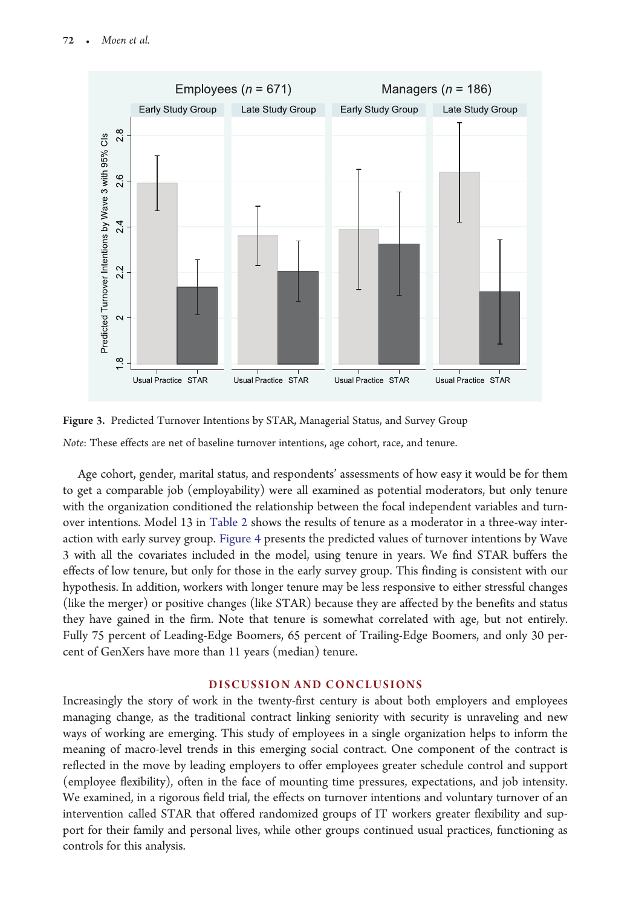Figure 3. Predicted Turnover Intentions by STAR, Managerial Status, and Survey Group

*Note*: These effects are net of baseline turnover intentions, age cohort, race, and tenure.

Age cohort, gender, marital status, and respondents' assessments of how easy it would be for them to get a comparable job (employability) were all examined as potential moderators, but only tenure with the organization conditioned the relationship between the focal independent variables and turnover intentions. Model 13 in Table 2 shows the results of tenure as a moderator in a three-way interaction with early survey group. Figure 4 presents the predicted values of turnover intentions by Wave 3 with all the covariates included in the model, using tenure in years. We find STAR buffers the effects of low tenure, but only for those in the early survey group. This finding is consistent with our hypothesis. In addition, workers with longer tenure may be less responsive to either stressful changes (like the merger) or positive changes (like STAR) because they are affected by the benefits and status they have gained in the firm. Note that tenure is somewhat correlated with age, but not entirely. Fully 75 percent of Leading-Edge Boomers, 65 percent of Trailing-Edge Boomers, and only 30 percent of GenXers have more than 11 years (median) tenure.

## DISCUSSION AND CONCLUSIONS

Increasingly the story of work in the twenty-first century is about both employers and employees managing change, as the traditional contract linking seniority with security is unraveling and new ways of working are emerging. This study of employees in a single organization helps to inform the meaning of macro-level trends in this emerging social contract. One component of the contract is reflected in the move by leading employers to offer employees greater schedule control and support (employee flexibility), often in the face of mounting time pressures, expectations, and job intensity. We examined, in a rigorous field trial, the effects on turnover intentions and voluntary turnover of an intervention called STAR that offered randomized groups of IT workers greater flexibility and support for their family and personal lives, while other groups continued usual practices, functioning as controls for this analysis.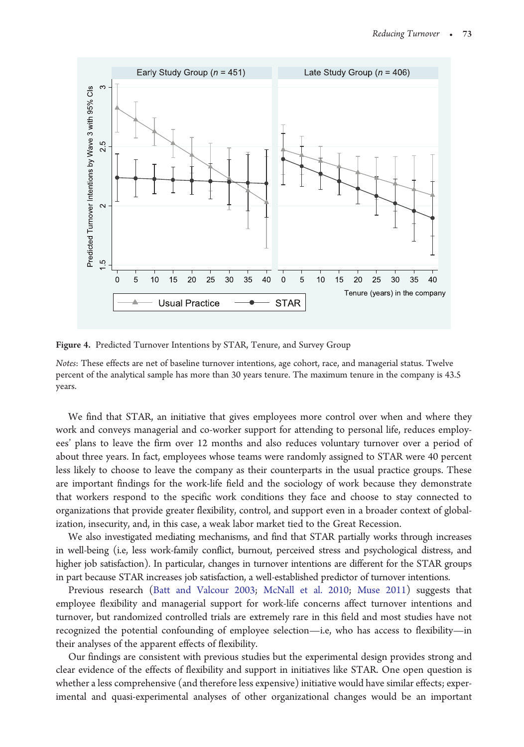**Figure 4.** Predicted Turnover Intentions by STAR, Tenure, and Survey Group

*Notes*: These effects are net of baseline turnover intentions, age cohort, race, and managerial status. Twelve percent of the analytical sample has more than 30 years tenure. The maximum tenure in the company is 43.5 years.

We find that STAR, an initiative that gives employees more control over when and where they work and conveys managerial and co-worker support for attending to personal life, reduces employees' plans to leave the firm over 12 months and also reduces voluntary turnover over a period of about three years. In fact, employees whose teams were randomly assigned to STAR were 40 percent less likely to choose to leave the company as their counterparts in the usual practice groups. These are important findings for the work-life field and the sociology of work because they demonstrate that workers respond to the specific work conditions they face and choose to stay connected to organizations that provide greater flexibility, control, and support even in a broader context of globalization, insecurity, and, in this case, a weak labor market tied to the Great Recession.

We also investigated mediating mechanisms, and find that STAR partially works through increases in well-being (i.e, less work-family conflict, burnout, perceived stress and psychological distress, and higher job satisfaction). In particular, changes in turnover intentions are different for the STAR groups in part because STAR increases job satisfaction, a well-established predictor of turnover intentions.

Previous research (Batt and Valcour 2003; McNall et al. 2010; Muse 2011) suggests that employee flexibility and managerial support for work-life concerns affect turnover intentions and turnover, but randomized controlled trials are extremely rare in this field and most studies have not recognized the potential confounding of employee selection—i.e, who has access to flexibility—in their analyses of the apparent effects of flexibility.

Our findings are consistent with previous studies but the experimental design provides strong and clear evidence of the effects of flexibility and support in initiatives like STAR. One open question is whether a less comprehensive (and therefore less expensive) initiative would have similar effects; experimental and quasi-experimental analyses of other organizational changes would be an important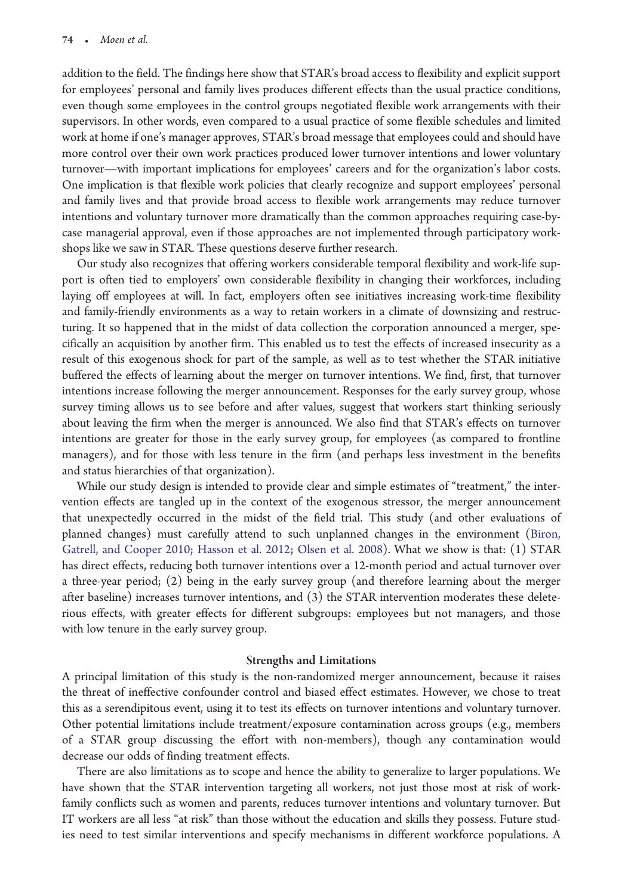addition to the field. The findings here show that STAR's broad access to flexibility and explicit support for employees' personal and family lives produces different effects than the usual practice conditions, even though some employees in the control groups negotiated flexible work arrangements with their supervisors. In other words, even compared to a usual practice of some flexible schedules and limited work at home if one's manager approves, STAR's broad message that employees could and should have more control over their own work practices produced lower turnover intentions and lower voluntary turnover—with important implications for employees' careers and for the organization's labor costs. One implication is that flexible work policies that clearly recognize and support employees' personal and family lives and that provide broad access to flexible work arrangements may reduce turnover intentions and voluntary turnover more dramatically than the common approaches requiring case-by-case managerial approval, even if those approaches are not implemented through participatory workshops like we saw in STAR. These questions deserve further research.

Our study also recognizes that offering workers considerable temporal flexibility and work-life support is often tied to employers' own considerable flexibility in changing their workforces, including laying off employees at will. In fact, employers often see initiatives increasing work-time flexibility and family-friendly environments as a way to retain workers in a climate of downsizing and restructuring. It so happened that in the midst of data collection the corporation announced a merger, specifically an acquisition by another firm. This enabled us to test the effects of increased insecurity as a result of this exogenous shock for part of the sample, as well as to test whether the STAR initiative buffered the effects of learning about the merger on turnover intentions. We find, first, that turnover intentions increase following the merger announcement. Responses for the early survey group, whose survey timing allows us to see before and after values, suggest that workers start thinking seriously about leaving the firm when the merger is announced. We also find that STAR's effects on turnover intentions are greater for those in the early survey group, for employees (as compared to frontline managers), and for those with less tenure in the firm (and perhaps less investment in the benefits and status hierarchies of that organization).

While our study design is intended to provide clear and simple estimates of "treatment," the intervention effects are tangled up in the context of the exogenous stressor, the merger announcement that unexpectedly occurred in the midst of the field trial. This study (and other evaluations of planned changes) must carefully attend to such unplanned changes in the environment (Biron, Gatrell, and Cooper 2010; Hasson et al. 2012; Olsen et al. 2008). What we show is that: (1) STAR has direct effects, reducing both turnover intentions over a 12-month period and actual turnover over a three-year period; (2) being in the early survey group (and therefore learning about the merger after baseline) increases turnover intentions, and (3) the STAR intervention moderates these deleterious effects, with greater effects for different subgroups: employees but not managers, and those with low tenure in the early survey group.

## Strengths and Limitations

A principal limitation of this study is the non-randomized merger announcement, because it raises the threat of ineffective confounder control and biased effect estimates. However, we chose to treat this as a serendipitous event, using it to test its effects on turnover intentions and voluntary turnover. Other potential limitations include treatment/exposure contamination across groups (e.g., members of a STAR group discussing the effort with non-members), though any contamination would decrease our odds of finding treatment effects.

There are also limitations as to scope and hence the ability to generalize to larger populations. We have shown that the STAR intervention targeting all workers, not just those most at risk of work-family conflicts such as women and parents, reduces turnover intentions and voluntary turnover. But IT workers are all less "at risk" than those without the education and skills they possess. Future studies need to test similar interventions and specify mechanisms in different workforce populations. A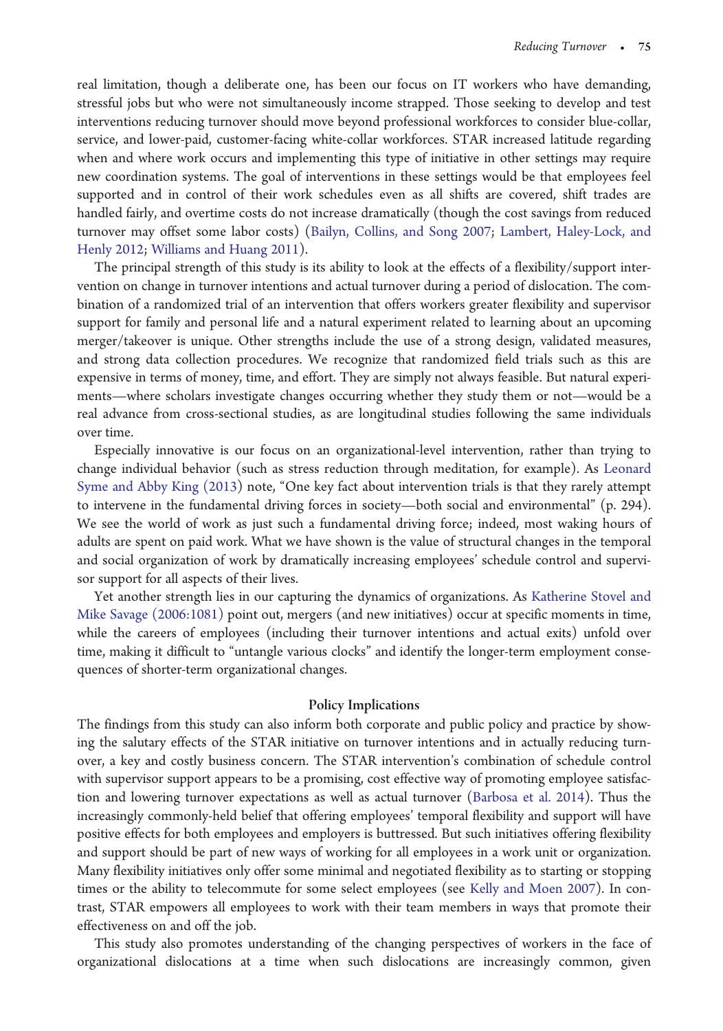real limitation, though a deliberate one, has been our focus on IT workers who have demanding, stressful jobs but who were not simultaneously income strapped. Those seeking to develop and test interventions reducing turnover should move beyond professional workforces to consider blue-collar, service, and lower-paid, customer-facing white-collar workforces. STAR increased latitude regarding when and where work occurs and implementing this type of initiative in other settings may require new coordination systems. The goal of interventions in these settings would be that employees feel supported and in control of their work schedules even as all shifts are covered, shift trades are handled fairly, and overtime costs do not increase dramatically (though the cost savings from reduced turnover may offset some labor costs) (Bailyn, Collins, and Song 2007; Lambert, Haley-Lock, and Henly 2012; Williams and Huang 2011).

The principal strength of this study is its ability to look at the effects of a flexibility/support intervention on change in turnover intentions and actual turnover during a period of dislocation. The combination of a randomized trial of an intervention that offers workers greater flexibility and supervisor support for family and personal life and a natural experiment related to learning about an upcoming merger/takeover is unique. Other strengths include the use of a strong design, validated measures, and strong data collection procedures. We recognize that randomized field trials such as this are expensive in terms of money, time, and effort. They are simply not always feasible. But natural experiments—where scholars investigate changes occurring whether they study them or not—would be a real advance from cross-sectional studies, as are longitudinal studies following the same individuals over time.

Especially innovative is our focus on an organizational-level intervention, rather than trying to change individual behavior (such as stress reduction through meditation, for example). As Leonard Syme and Abby King (2013) note, "One key fact about intervention trials is that they rarely attempt to intervene in the fundamental driving forces in society—both social and environmental" (p. 294). We see the world of work as just such a fundamental driving force; indeed, most waking hours of adults are spent on paid work. What we have shown is the value of structural changes in the temporal and social organization of work by dramatically increasing employees' schedule control and supervisor support for all aspects of their lives.

Yet another strength lies in our capturing the dynamics of organizations. As Katherine Stovel and Mike Savage (2006:1081) point out, mergers (and new initiatives) occur at specific moments in time, while the careers of employees (including their turnover intentions and actual exits) unfold over time, making it difficult to "untangle various clocks" and identify the longer-term employment consequences of shorter-term organizational changes.

## Policy Implications

The findings from this study can also inform both corporate and public policy and practice by showing the salutary effects of the STAR initiative on turnover intentions and in actually reducing turnover, a key and costly business concern. The STAR intervention's combination of schedule control with supervisor support appears to be a promising, cost effective way of promoting employee satisfaction and lowering turnover expectations as well as actual turnover (Barbosa et al. 2014). Thus the increasingly commonly-held belief that offering employees' temporal flexibility and support will have positive effects for both employees and employers is buttressed. But such initiatives offering flexibility and support should be part of new ways of working for all employees in a work unit or organization. Many flexibility initiatives only offer some minimal and negotiated flexibility as to starting or stopping times or the ability to telecommute for some select employees (see Kelly and Moen 2007). In contrast, STAR empowers all employees to work with their team members in ways that promote their effectiveness on and off the job.

This study also promotes understanding of the changing perspectives of workers in the face of organizational dislocations at a time when such dislocations are increasingly common, given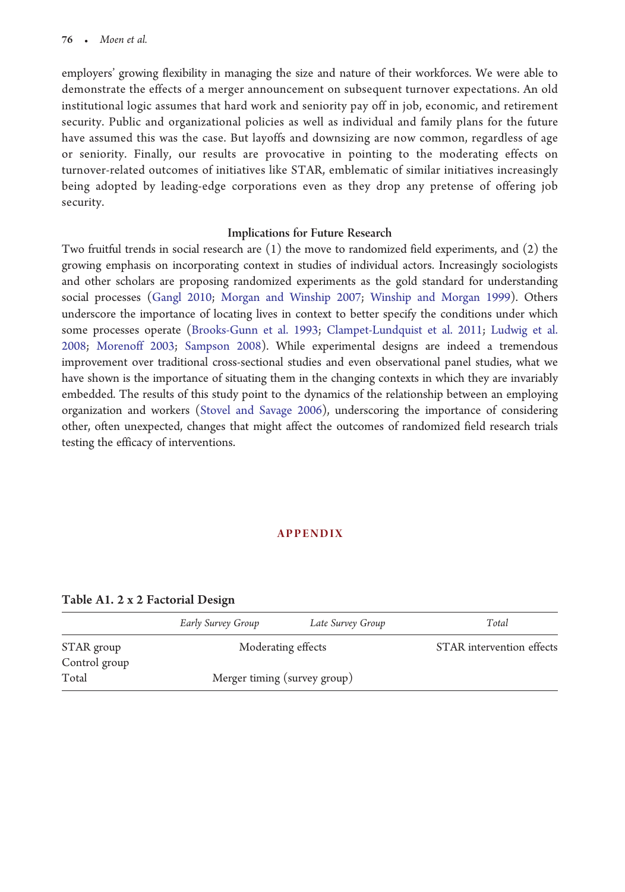employers' growing flexibility in managing the size and nature of their workforces. We were able to demonstrate the effects of a merger announcement on subsequent turnover expectations. An old institutional logic assumes that hard work and seniority pay off in job, economic, and retirement security. Public and organizational policies as well as individual and family plans for the future have assumed this was the case. But layoffs and downsizing are now common, regardless of age or seniority. Finally, our results are provocative in pointing to the moderating effects on turnover-related outcomes of initiatives like STAR, emblematic of similar initiatives increasingly being adopted by leading-edge corporations even as they drop any pretense of offering job security.

### Implications for Future Research

Two fruitful trends in social research are (1) the move to randomized field experiments, and (2) the growing emphasis on incorporating context in studies of individual actors. Increasingly sociologists and other scholars are proposing randomized experiments as the gold standard for understanding social processes (Gangl 2010; Morgan and Winship 2007; Winship and Morgan 1999). Others underscore the importance of locating lives in context to better specify the conditions under which some processes operate (Brooks-Gunn et al. 1993; Clampet-Lundquist et al. 2011; Ludwig et al. 2008; Morenoff 2003; Sampson 2008). While experimental designs are indeed a tremendous improvement over traditional cross-sectional studies and even observational panel studies, what we have shown is the importance of situating them in the changing contexts in which they are invariably embedded. The results of this study point to the dynamics of the relationship between an employing organization and workers (Stovel and Savage 2006), underscoring the importance of considering other, often unexpected, changes that might affect the outcomes of randomized field research trials testing the efficacy of interventions.

## APPENDIX

**Table A1. 2 x 2 Factorial Design**

| | *Early Survey Group* | *Late Survey Group* | *Total* |
|---|---|---|---|
| STAR group | Moderating effects | | STAR intervention effects |
| Control group | | | |
| Total | Merger timing (survey group) | | |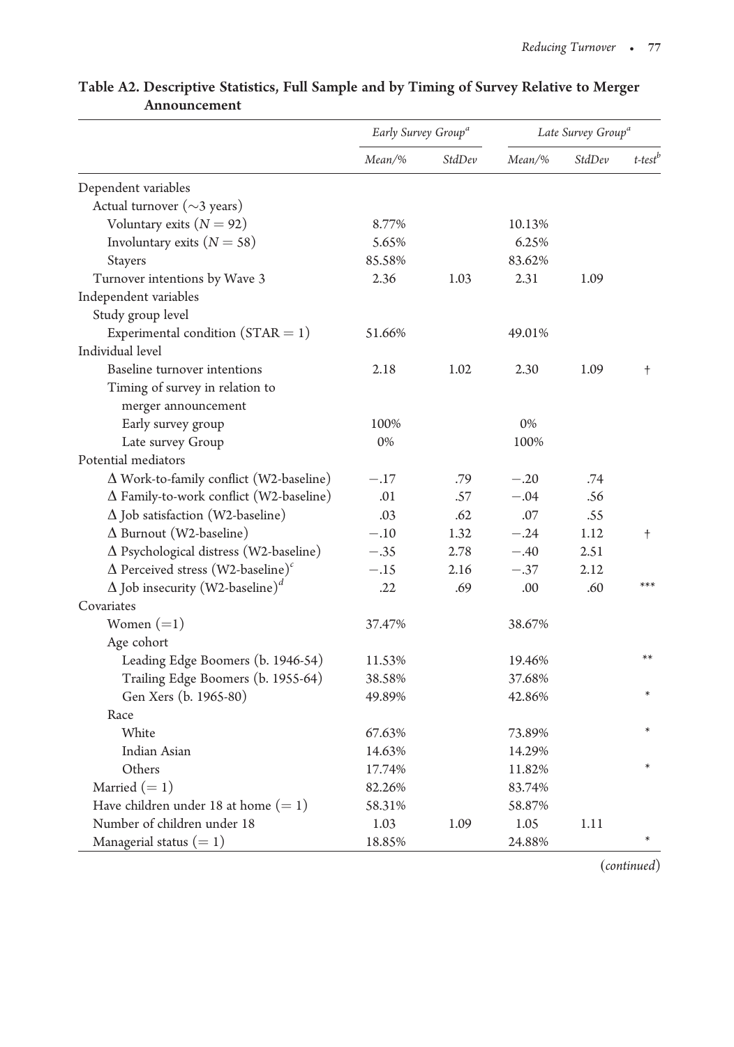**Table A2. Descriptive Statistics, Full Sample and by Timing of Survey Relative to Merger Announcement**

| | *Early Survey Group*[a] | | *Late Survey Group*[a] | | |
|---|---|---|---|---|---|
| | *Mean/%* | *StdDev* | *Mean/%* | *StdDev* | *t-test*[b] |
| Dependent variables | | | | | |
| Actual turnover (~3 years) | | | | | |
| Voluntary exits ($N = 92$) | 8.77% | | 10.13% | | |
| Involuntary exits ($N = 58$) | 5.65% | | 6.25% | | |
| Stayers | 85.58% | | 83.62% | | |
| Turnover intentions by Wave 3 | 2.36 | 1.03 | 2.31 | 1.09 | |
| Independent variables | | | | | |
| Study group level | | | | | |
| Experimental condition (STAR = 1) | 51.66% | | 49.01% | | |
| Individual level | | | | | |
| Baseline turnover intentions | 2.18 | 1.02 | 2.30 | 1.09 | † |
| Timing of survey in relation to merger announcement | | | | | |
| Early survey group | 100% | | 0% | | |
| Late survey Group | 0% | | 100% | | |
| Potential mediators | | | | | |
| Δ Work-to-family conflict (W2-baseline) | −.17 | .79 | −.20 | .74 | |
| Δ Family-to-work conflict (W2-baseline) | .01 | .57 | −.04 | .56 | |
| Δ Job satisfaction (W2-baseline) | .03 | .62 | .07 | .55 | |
| Δ Burnout (W2-baseline) | −.10 | 1.32 | −.24 | 1.12 | † |
| Δ Psychological distress (W2-baseline) | −.35 | 2.78 | −.40 | 2.51 | |
| Δ Perceived stress (W2-baseline)[c] | −.15 | 2.16 | −.37 | 2.12 | |
| Δ Job insecurity (W2-baseline)[d] | .22 | .69 | .00 | .60 | *** |
| Covariates | | | | | |
| Women (=1) | 37.47% | | 38.67% | | |
| Age cohort | | | | | |
| Leading Edge Boomers (b. 1946-54) | 11.53% | | 19.46% | | ** |
| Trailing Edge Boomers (b. 1955-64) | 38.58% | | 37.68% | | |
| Gen Xers (b. 1965-80) | 49.89% | | 42.86% | | * |
| Race | | | | | |
| White | 67.63% | | 73.89% | | * |
| Indian Asian | 14.63% | | 14.29% | | |
| Others | 17.74% | | 11.82% | | * |
| Married (= 1) | 82.26% | | 83.74% | | |
| Have children under 18 at home (= 1) | 58.31% | | 58.87% | | |
| Number of children under 18 | 1.03 | 1.09 | 1.05 | 1.11 | |
| Managerial status (= 1) | 18.85% | | 24.88% | | * |

(*continued*)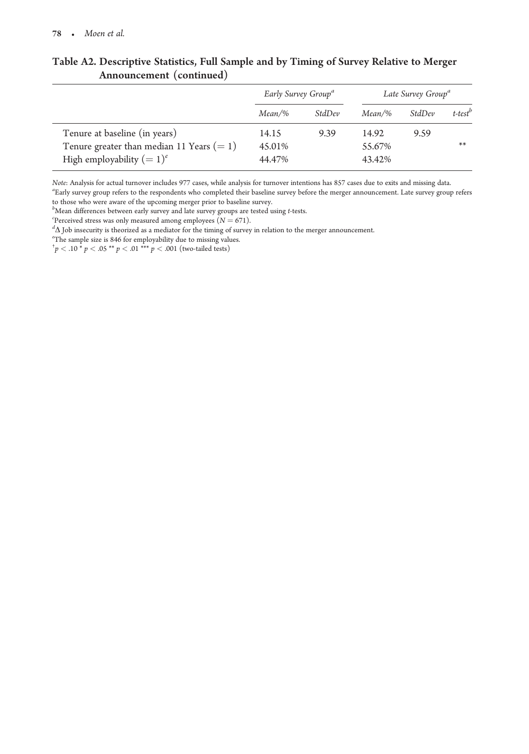**Table A2. Descriptive Statistics, Full Sample and by Timing of Survey Relative to Merger Announcement (continued)**

| | Early Survey Group[a] | | Late Survey Group[a] | | |
|---|---|---|---|---|---|
| | *Mean/%* | *StdDev* | *Mean/%* | *StdDev* | *t-test*[b] |
| Tenure at baseline (in years) | 14.15 | 9.39 | 14.92 | 9.59 | |
| Tenure greater than median 11 Years (= 1) | 45.01% | | 55.67% | | ** |
| High employability (= 1)[e] | 44.47% | | 43.42% | | |

*Note*: Analysis for actual turnover includes 977 cases, while analysis for turnover intentions has 857 cases due to exits and missing data.

[a]Early survey group refers to the respondents who completed their baseline survey before the merger announcement. Late survey group refers to those who were aware of the upcoming merger prior to baseline survey.

[b]Mean differences between early survey and late survey groups are tested using *t*-tests.

[c]Perceived stress was only measured among employees ($N = 671$).

[d]Δ Job insecurity is theorized as a mediator for the timing of survey in relation to the merger announcement.

[e]The sample size is 846 for employability due to missing values.

$^{\dagger}p < .10$ $^{*}p < .05$ $^{**}p < .01$ $^{***}p < .001$ (two-tailed tests)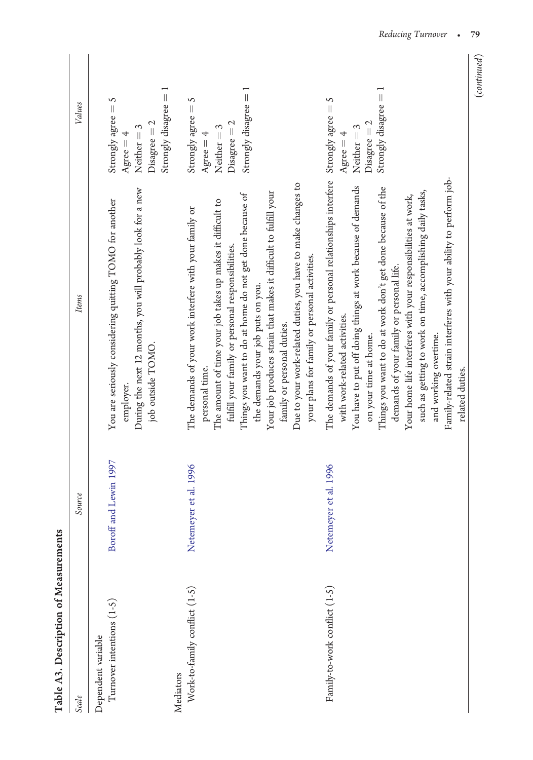**Table A3. Description of Measurements**

| Scale | Source | Items | Values |
|---|---|---|---|
| Dependent variable | | | |
| Turnover intentions (1-5) | Boroff and Lewin 1997 | You are seriously considering quitting TOMO for another employer.<br>During the next 12 months, you will probably look for a new job outside TOMO. | Strongly agree = 5<br>Agree = 4<br>Neither = 3<br>Disagree = 2<br>Strongly disagree = 1 |
| Mediators | | | |
| Work-to-family conflict (1-5) | Netemeyer et al. 1996 | The demands of your work interfere with your family or personal time.<br>The amount of time your job takes up makes it difficult to fulfill your family or personal responsibilities.<br>Things you want to do at home do not get done because of the demands your job puts on you.<br>Your job produces strain that makes it difficult to fulfill your family or personal duties.<br>Due to your work-related duties, you have to make changes to your plans for family or personal activities. | Strongly agree = 5<br>Agree = 4<br>Neither = 3<br>Disagree = 2<br>Strongly disagree = 1 |
| Family-to-work conflict (1-5) | Netemeyer et al. 1996 | The demands of your family or personal relationships interfere with work-related activities.<br>You have to put off doing things at work because of demands on your time at home.<br>Things you want to do at work don't get done because of the demands of your family or personal life.<br>Your home life interferes with your responsibilities at work, such as getting to work on time, accomplishing daily tasks, and working overtime.<br>Family-related strain interferes with your ability to perform job-related duties. | Strongly agree = 5<br>Agree = 4<br>Neither = 3<br>Disagree = 2<br>Strongly disagree = 1 |

*(continued)*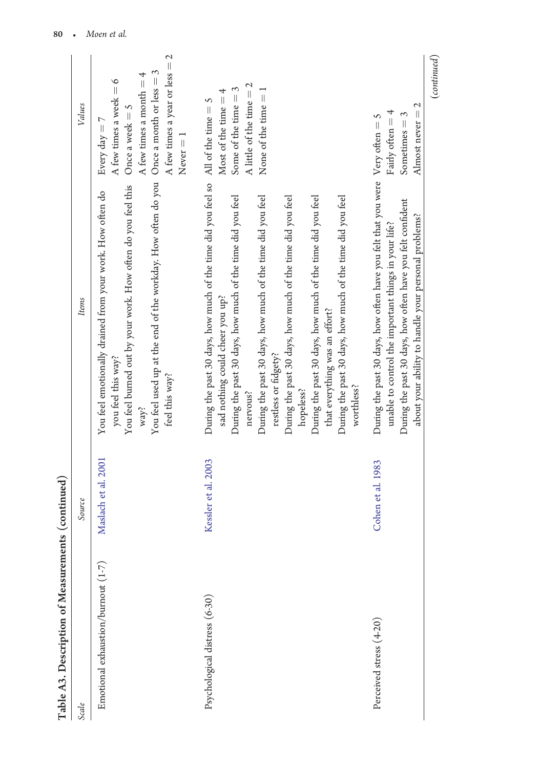**Table A3. Description of Measurements (continued)**

| Scale | Source | Items | Values |
|---|---|---|---|
| Emotional exhaustion/burnout (1-7) | Maslach et al. 2001 | You feel emotionally drained from your work. How often do you feel this way?<br>You feel burned out by your work. How often do you feel this way?<br>You feel used up at the end of the workday. How often do you feel this way? | Every day = 7<br>A few times a week = 6<br>Once a week = 5<br>A few times a month = 4<br>Once a month or less = 3<br>A few times a year or less = 2<br>Never = 1 |
| Psychological distress (6-30) | Kessler et al. 2003 | During the past 30 days, how much of the time did you feel so sad nothing could cheer you up?<br>During the past 30 days, how much of the time did you feel nervous?<br>During the past 30 days, how much of the time did you feel restless or fidgety?<br>During the past 30 days, how much of the time did you feel hopeless?<br>During the past 30 days, how much of the time did you feel that everything was an effort?<br>During the past 30 days, how much of the time did you feel worthless? | All of the time = 5<br>Most of the time = 4<br>Some of the time = 3<br>A little of the time = 2<br>None of the time = 1 |
| Perceived stress (4-20) | Cohen et al. 1983 | During the past 30 days, how often have you felt that you were unable to control the important things in your life?<br>During the past 30 days, how often have you felt confident about your ability to handle your personal problems? | Very often = 5<br>Fairly often = 4<br>Sometimes = 3<br>Almost never = 2 |

(*continued*)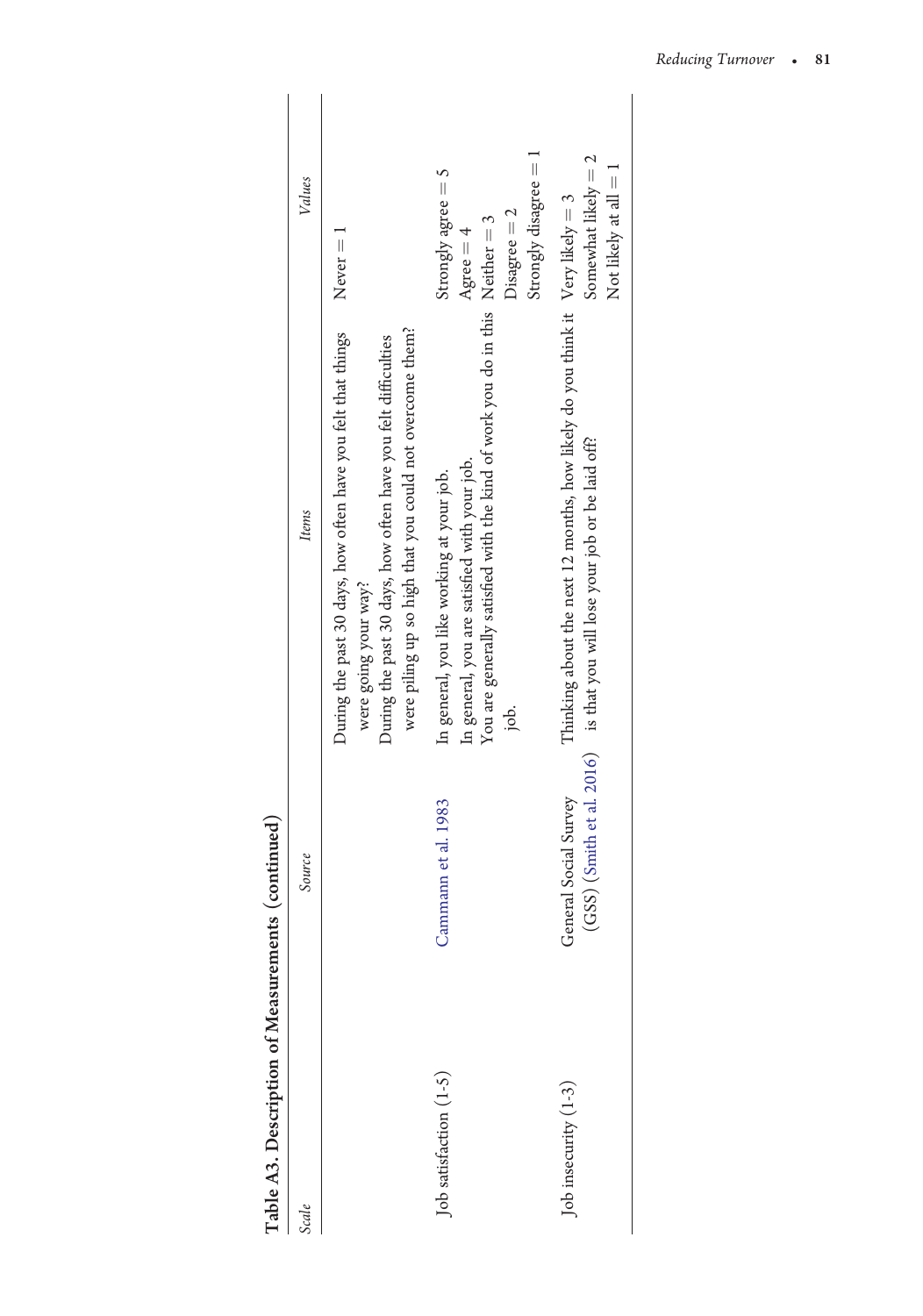**Table A3. Description of Measurements (continued)**

| *Scale* | *Source* | *Items* | *Values* |
|---|---|---|---|
| | | During the past 30 days, how often have you felt that things were going your way?<br>During the past 30 days, how often have you felt difficulties were piling up so high that you could not overcome them? | Never = 1 |
| Job satisfaction (1-5) | Cammann et al. 1983 | In general, you like working at your job.<br>In general, you are satisfied with your job.<br>You are generally satisfied with the kind of work you do in this job. | Strongly agree = 5<br>Agree = 4<br>Neither = 3<br>Disagree = 2<br>Strongly disagree = 1 |
| Job insecurity (1-3) | General Social Survey (GSS) (Smith et al. 2016) | Thinking about the next 12 months, how likely do you think it is that you will lose your job or be laid off? | Very likely = 3<br>Somewhat likely = 2<br>Not likely at all = 1 |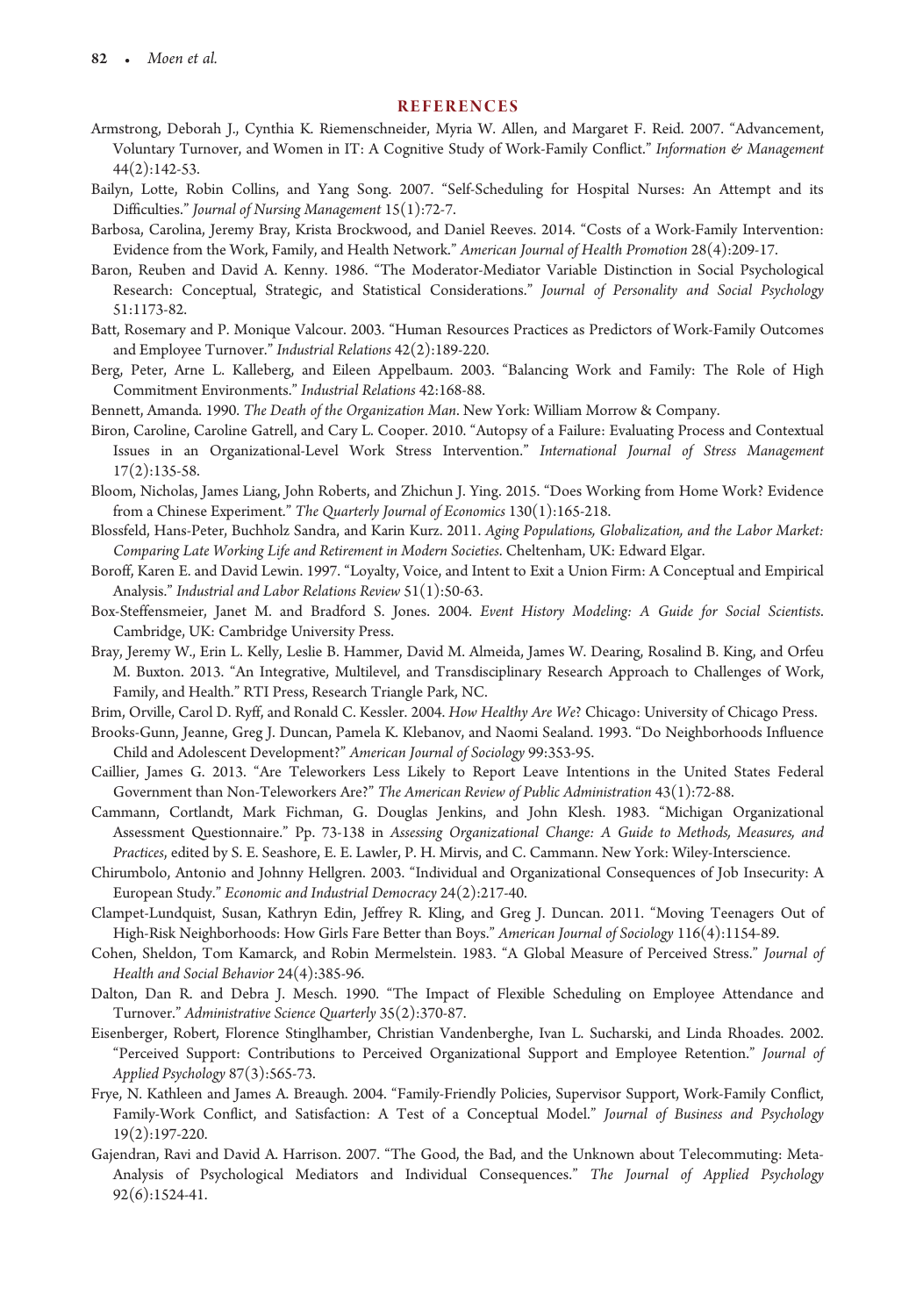## REFERENCES

Armstrong, Deborah J., Cynthia K. Riemenschneider, Myria W. Allen, and Margaret F. Reid. 2007. "Advancement, Voluntary Turnover, and Women in IT: A Cognitive Study of Work-Family Conflict." *Information & Management* 44(2):142-53.

Bailyn, Lotte, Robin Collins, and Yang Song. 2007. "Self-Scheduling for Hospital Nurses: An Attempt and its Difficulties." *Journal of Nursing Management* 15(1):72-7.

Barbosa, Carolina, Jeremy Bray, Krista Brockwood, and Daniel Reeves. 2014. "Costs of a Work-Family Intervention: Evidence from the Work, Family, and Health Network." *American Journal of Health Promotion* 28(4):209-17.

Baron, Reuben and David A. Kenny. 1986. "The Moderator-Mediator Variable Distinction in Social Psychological Research: Conceptual, Strategic, and Statistical Considerations." *Journal of Personality and Social Psychology* 51:1173-82.

Batt, Rosemary and P. Monique Valcour. 2003. "Human Resources Practices as Predictors of Work-Family Outcomes and Employee Turnover." *Industrial Relations* 42(2):189-220.

Berg, Peter, Arne L. Kalleberg, and Eileen Appelbaum. 2003. "Balancing Work and Family: The Role of High Commitment Environments." *Industrial Relations* 42:168-88.

Bennett, Amanda. 1990. *The Death of the Organization Man*. New York: William Morrow & Company.

Biron, Caroline, Caroline Gatrell, and Cary L. Cooper. 2010. "Autopsy of a Failure: Evaluating Process and Contextual Issues in an Organizational-Level Work Stress Intervention." *International Journal of Stress Management* 17(2):135-58.

Bloom, Nicholas, James Liang, John Roberts, and Zhichun J. Ying. 2015. "Does Working from Home Work? Evidence from a Chinese Experiment." *The Quarterly Journal of Economics* 130(1):165-218.

Blossfeld, Hans-Peter, Buchholz Sandra, and Karin Kurz. 2011. *Aging Populations, Globalization, and the Labor Market: Comparing Late Working Life and Retirement in Modern Societies*. Cheltenham, UK: Edward Elgar.

Boroff, Karen E. and David Lewin. 1997. "Loyalty, Voice, and Intent to Exit a Union Firm: A Conceptual and Empirical Analysis." *Industrial and Labor Relations Review* 51(1):50-63.

Box-Steffensmeier, Janet M. and Bradford S. Jones. 2004. *Event History Modeling: A Guide for Social Scientists*. Cambridge, UK: Cambridge University Press.

Bray, Jeremy W., Erin L. Kelly, Leslie B. Hammer, David M. Almeida, James W. Dearing, Rosalind B. King, and Orfeu M. Buxton. 2013. "An Integrative, Multilevel, and Transdisciplinary Research Approach to Challenges of Work, Family, and Health." RTI Press, Research Triangle Park, NC.

Brim, Orville, Carol D. Ryff, and Ronald C. Kessler. 2004. *How Healthy Are We*? Chicago: University of Chicago Press.

Brooks-Gunn, Jeanne, Greg J. Duncan, Pamela K. Klebanov, and Naomi Sealand. 1993. "Do Neighborhoods Influence Child and Adolescent Development?" *American Journal of Sociology* 99:353-95.

Caillier, James G. 2013. "Are Teleworkers Less Likely to Report Leave Intentions in the United States Federal Government than Non-Teleworkers Are?" *The American Review of Public Administration* 43(1):72-88.

Cammann, Cortlandt, Mark Fichman, G. Douglas Jenkins, and John Klesh. 1983. "Michigan Organizational Assessment Questionnaire." Pp. 73-138 in *Assessing Organizational Change: A Guide to Methods, Measures, and Practices*, edited by S. E. Seashore, E. E. Lawler, P. H. Mirvis, and C. Cammann. New York: Wiley-Interscience.

Chirumbolo, Antonio and Johnny Hellgren. 2003. "Individual and Organizational Consequences of Job Insecurity: A European Study." *Economic and Industrial Democracy* 24(2):217-40.

Clampet-Lundquist, Susan, Kathryn Edin, Jeffrey R. Kling, and Greg J. Duncan. 2011. "Moving Teenagers Out of High-Risk Neighborhoods: How Girls Fare Better than Boys." *American Journal of Sociology* 116(4):1154-89.

Cohen, Sheldon, Tom Kamarck, and Robin Mermelstein. 1983. "A Global Measure of Perceived Stress." *Journal of Health and Social Behavior* 24(4):385-96.

Dalton, Dan R. and Debra J. Mesch. 1990. "The Impact of Flexible Scheduling on Employee Attendance and Turnover." *Administrative Science Quarterly* 35(2):370-87.

Eisenberger, Robert, Florence Stinglhamber, Christian Vandenberghe, Ivan L. Sucharski, and Linda Rhoades. 2002. "Perceived Support: Contributions to Perceived Organizational Support and Employee Retention." *Journal of Applied Psychology* 87(3):565-73.

Frye, N. Kathleen and James A. Breaugh. 2004. "Family-Friendly Policies, Supervisor Support, Work-Family Conflict, Family-Work Conflict, and Satisfaction: A Test of a Conceptual Model." *Journal of Business and Psychology* 19(2):197-220.

Gajendran, Ravi and David A. Harrison. 2007. "The Good, the Bad, and the Unknown about Telecommuting: Meta-Analysis of Psychological Mediators and Individual Consequences." *The Journal of Applied Psychology* 92(6):1524-41.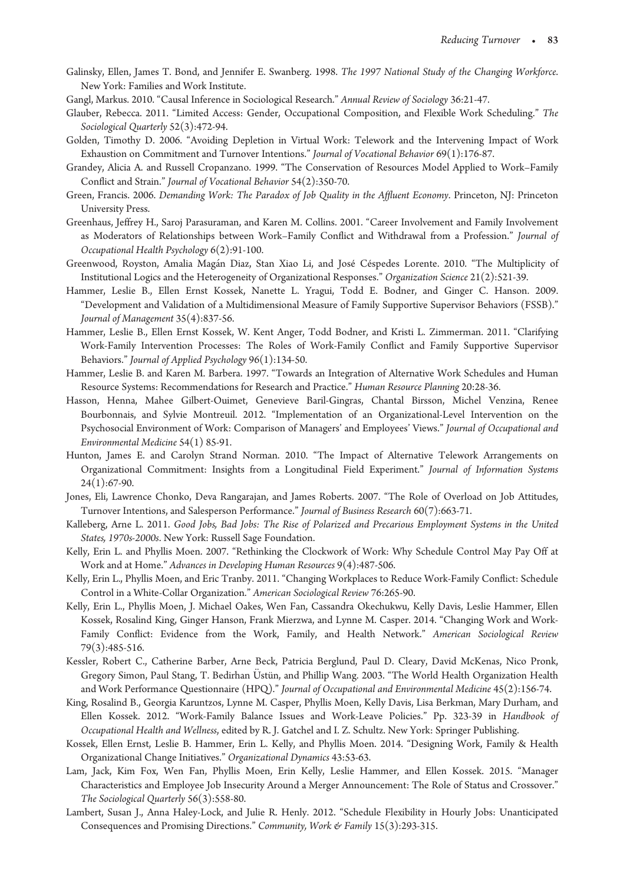Galinsky, Ellen, James T. Bond, and Jennifer E. Swanberg. 1998. *The 1997 National Study of the Changing Workforce*. New York: Families and Work Institute.

Gangl, Markus. 2010. "Causal Inference in Sociological Research." *Annual Review of Sociology* 36:21-47.

Glauber, Rebecca. 2011. "Limited Access: Gender, Occupational Composition, and Flexible Work Scheduling." *The Sociological Quarterly* 52(3):472-94.

Golden, Timothy D. 2006. "Avoiding Depletion in Virtual Work: Telework and the Intervening Impact of Work Exhaustion on Commitment and Turnover Intentions." *Journal of Vocational Behavior* 69(1):176-87.

Grandey, Alicia A. and Russell Cropanzano. 1999. "The Conservation of Resources Model Applied to Work–Family Conflict and Strain." *Journal of Vocational Behavior* 54(2):350-70.

Green, Francis. 2006. *Demanding Work: The Paradox of Job Quality in the Affluent Economy*. Princeton, NJ: Princeton University Press.

Greenhaus, Jeffrey H., Saroj Parasuraman, and Karen M. Collins. 2001. "Career Involvement and Family Involvement as Moderators of Relationships between Work–Family Conflict and Withdrawal from a Profession." *Journal of Occupational Health Psychology* 6(2):91-100.

Greenwood, Royston, Amalia Magán Diaz, Stan Xiao Li, and José Céspedes Lorente. 2010. "The Multiplicity of Institutional Logics and the Heterogeneity of Organizational Responses." *Organization Science* 21(2):521-39.

Hammer, Leslie B., Ellen Ernst Kossek, Nanette L. Yragui, Todd E. Bodner, and Ginger C. Hanson. 2009. "Development and Validation of a Multidimensional Measure of Family Supportive Supervisor Behaviors (FSSB)." *Journal of Management* 35(4):837-56.

Hammer, Leslie B., Ellen Ernst Kossek, W. Kent Anger, Todd Bodner, and Kristi L. Zimmerman. 2011. "Clarifying Work-Family Intervention Processes: The Roles of Work-Family Conflict and Family Supportive Supervisor Behaviors." *Journal of Applied Psychology* 96(1):134-50.

Hammer, Leslie B. and Karen M. Barbera. 1997. "Towards an Integration of Alternative Work Schedules and Human Resource Systems: Recommendations for Research and Practice." *Human Resource Planning* 20:28-36.

Hasson, Henna, Mahee Gilbert-Ouimet, Genevieve Baril-Gingras, Chantal Birsson, Michel Venzina, Renee Bourbonnais, and Sylvie Montreuil. 2012. "Implementation of an Organizational-Level Intervention on the Psychosocial Environment of Work: Comparison of Managers' and Employees' Views." *Journal of Occupational and Environmental Medicine* 54(1) 85-91.

Hunton, James E. and Carolyn Strand Norman. 2010. "The Impact of Alternative Telework Arrangements on Organizational Commitment: Insights from a Longitudinal Field Experiment." *Journal of Information Systems* 24(1):67-90.

Jones, Eli, Lawrence Chonko, Deva Rangarajan, and James Roberts. 2007. "The Role of Overload on Job Attitudes, Turnover Intentions, and Salesperson Performance." *Journal of Business Research* 60(7):663-71.

Kalleberg, Arne L. 2011. *Good Jobs, Bad Jobs: The Rise of Polarized and Precarious Employment Systems in the United States, 1970s-2000s*. New York: Russell Sage Foundation.

Kelly, Erin L. and Phyllis Moen. 2007. "Rethinking the Clockwork of Work: Why Schedule Control May Pay Off at Work and at Home." *Advances in Developing Human Resources* 9(4):487-506.

Kelly, Erin L., Phyllis Moen, and Eric Tranby. 2011. "Changing Workplaces to Reduce Work-Family Conflict: Schedule Control in a White-Collar Organization." *American Sociological Review* 76:265-90.

Kelly, Erin L., Phyllis Moen, J. Michael Oakes, Wen Fan, Cassandra Okechukwu, Kelly Davis, Leslie Hammer, Ellen Kossek, Rosalind King, Ginger Hanson, Frank Mierzwa, and Lynne M. Casper. 2014. "Changing Work and Work-Family Conflict: Evidence from the Work, Family, and Health Network." *American Sociological Review* 79(3):485-516.

Kessler, Robert C., Catherine Barber, Arne Beck, Patricia Berglund, Paul D. Cleary, David McKenas, Nico Pronk, Gregory Simon, Paul Stang, T. Bedirhan Üstün, and Phillip Wang. 2003. "The World Health Organization Health and Work Performance Questionnaire (HPQ)." *Journal of Occupational and Environmental Medicine* 45(2):156-74.

King, Rosalind B., Georgia Karuntzos, Lynne M. Casper, Phyllis Moen, Kelly Davis, Lisa Berkman, Mary Durham, and Ellen Kossek. 2012. "Work-Family Balance Issues and Work-Leave Policies." Pp. 323-39 in *Handbook of Occupational Health and Wellness*, edited by R. J. Gatchel and I. Z. Schultz. New York: Springer Publishing.

Kossek, Ellen Ernst, Leslie B. Hammer, Erin L. Kelly, and Phyllis Moen. 2014. "Designing Work, Family & Health Organizational Change Initiatives." *Organizational Dynamics* 43:53-63.

Lam, Jack, Kim Fox, Wen Fan, Phyllis Moen, Erin Kelly, Leslie Hammer, and Ellen Kossek. 2015. "Manager Characteristics and Employee Job Insecurity Around a Merger Announcement: The Role of Status and Crossover." *The Sociological Quarterly* 56(3):558-80.

Lambert, Susan J., Anna Haley-Lock, and Julie R. Henly. 2012. "Schedule Flexibility in Hourly Jobs: Unanticipated Consequences and Promising Directions." *Community, Work & Family* 15(3):293-315.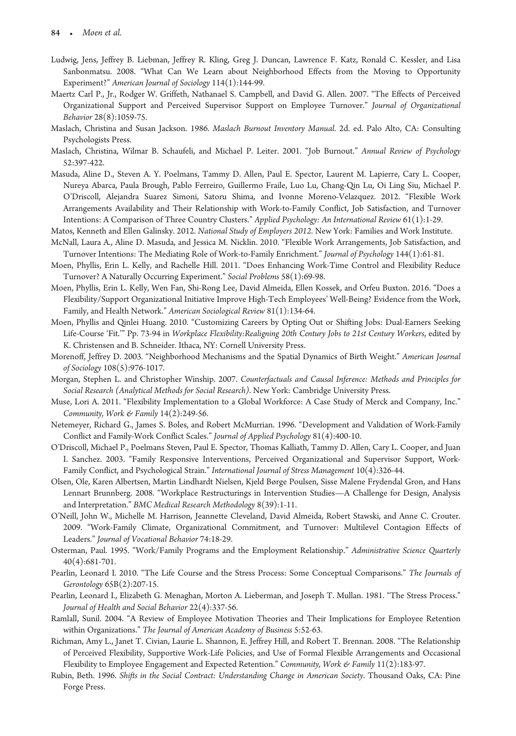Ludwig, Jens, Jeffrey B. Liebman, Jeffrey R. Kling, Greg J. Duncan, Lawrence F. Katz, Ronald C. Kessler, and Lisa Sanbonmatsu. 2008. "What Can We Learn about Neighborhood Effects from the Moving to Opportunity Experiment?" *American Journal of Sociology* 114(1):144-99.

Maertz Carl P., Jr., Rodger W. Griffeth, Nathanael S. Campbell, and David G. Allen. 2007. "The Effects of Perceived Organizational Support and Perceived Supervisor Support on Employee Turnover." *Journal of Organizational Behavior* 28(8):1059-75.

Maslach, Christina and Susan Jackson. 1986. *Maslach Burnout Inventory Manual*. 2d. ed. Palo Alto, CA: Consulting Psychologists Press.

Maslach, Christina, Wilmar B. Schaufeli, and Michael P. Leiter. 2001. "Job Burnout." *Annual Review of Psychology* 52:397-422.

Masuda, Aline D., Steven A. Y. Poelmans, Tammy D. Allen, Paul E. Spector, Laurent M. Lapierre, Cary L. Cooper, Nureya Abarca, Paula Brough, Pablo Ferreiro, Guillermo Fraile, Luo Lu, Chang-Qin Lu, Oi Ling Siu, Michael P. O'Driscoll, Alejandra Suarez Simoni, Satoru Shima, and Ivonne Moreno-Velazquez. 2012. "Flexible Work Arrangements Availability and Their Relationship with Work-to-Family Conflict, Job Satisfaction, and Turnover Intentions: A Comparison of Three Country Clusters." *Applied Psychology: An International Review* 61(1):1-29.

Matos, Kenneth and Ellen Galinsky. 2012. *National Study of Employers 2012*. New York: Families and Work Institute.

McNall, Laura A., Aline D. Masuda, and Jessica M. Nicklin. 2010. "Flexible Work Arrangements, Job Satisfaction, and Turnover Intentions: The Mediating Role of Work-to-Family Enrichment." *Journal of Psychology* 144(1):61-81.

Moen, Phyllis, Erin L. Kelly, and Rachelle Hill. 2011. "Does Enhancing Work-Time Control and Flexibility Reduce Turnover? A Naturally Occurring Experiment." *Social Problems* 58(1):69-98.

Moen, Phyllis, Erin L. Kelly, Wen Fan, Shi-Rong Lee, David Almeida, Ellen Kossek, and Orfeu Buxton. 2016. "Does a Flexibility/Support Organizational Initiative Improve High-Tech Employees' Well-Being? Evidence from the Work, Family, and Health Network." *American Sociological Review* 81(1):134-64.

Moen, Phyllis and Qinlei Huang. 2010. "Customizing Careers by Opting Out or Shifting Jobs: Dual-Earners Seeking Life-Course 'Fit.'" Pp. 73-94 in *Workplace Flexibility:Realigning 20th Century Jobs to 21st Century Workers*, edited by K. Christensen and B. Schneider. Ithaca, NY: Cornell University Press.

Morenoff, Jeffrey D. 2003. "Neighborhood Mechanisms and the Spatial Dynamics of Birth Weight." *American Journal of Sociology* 108(5):976-1017.

Morgan, Stephen L. and Christopher Winship. 2007. *Counterfactuals and Causal Inference: Methods and Principles for Social Research (Analytical Methods for Social Research)*. New York: Cambridge University Press.

Muse, Lori A. 2011. "Flexibility Implementation to a Global Workforce: A Case Study of Merck and Company, Inc." *Community, Work & Family* 14(2):249-56.

Netemeyer, Richard G., James S. Boles, and Robert McMurrian. 1996. "Development and Validation of Work-Family Conflict and Family-Work Conflict Scales." *Journal of Applied Psychology* 81(4):400-10.

O'Driscoll, Michael P., Poelmans Steven, Paul E. Spector, Thomas Kalliath, Tammy D. Allen, Cary L. Cooper, and Juan I. Sanchez. 2003. "Family Responsive Interventions, Perceived Organizational and Supervisor Support, Work-Family Conflict, and Psychological Strain." *International Journal of Stress Management* 10(4):326-44.

Olsen, Ole, Karen Albertsen, Martin Lindhardt Nielsen, Kjeld Børge Poulsen, Sisse Malene Frydendal Gron, and Hans Lennart Brunnberg. 2008. "Workplace Restructurings in Intervention Studies—A Challenge for Design, Analysis and Interpretation." *BMC Medical Research Methodology* 8(39):1-11.

O'Neill, John W., Michelle M. Harrison, Jeannette Cleveland, David Almeida, Robert Stawski, and Anne C. Crouter. 2009. "Work-Family Climate, Organizational Commitment, and Turnover: Multilevel Contagion Effects of Leaders." *Journal of Vocational Behavior* 74:18-29.

Osterman, Paul. 1995. "Work/Family Programs and the Employment Relationship." *Administrative Science Quarterly* 40(4):681-701.

Pearlin, Leonard I. 2010. "The Life Course and the Stress Process: Some Conceptual Comparisons." *The Journals of Gerontology* 65B(2):207-15.

Pearlin, Leonard I., Elizabeth G. Menaghan, Morton A. Lieberman, and Joseph T. Mullan. 1981. "The Stress Process." *Journal of Health and Social Behavior* 22(4):337-56.

Ramlall, Sunil. 2004. "A Review of Employee Motivation Theories and Their Implications for Employee Retention within Organizations." *The Journal of American Academy of Business* 5:52-63.

Richman, Amy L., Janet T. Civian, Laurie L. Shannon, E. Jeffrey Hill, and Robert T. Brennan. 2008. "The Relationship of Perceived Flexibility, Supportive Work-Life Policies, and Use of Formal Flexible Arrangements and Occasional Flexibility to Employee Engagement and Expected Retention." *Community, Work & Family* 11(2):183-97.

Rubin, Beth. 1996. *Shifts in the Social Contract: Understanding Change in American Society*. Thousand Oaks, CA: Pine Forge Press.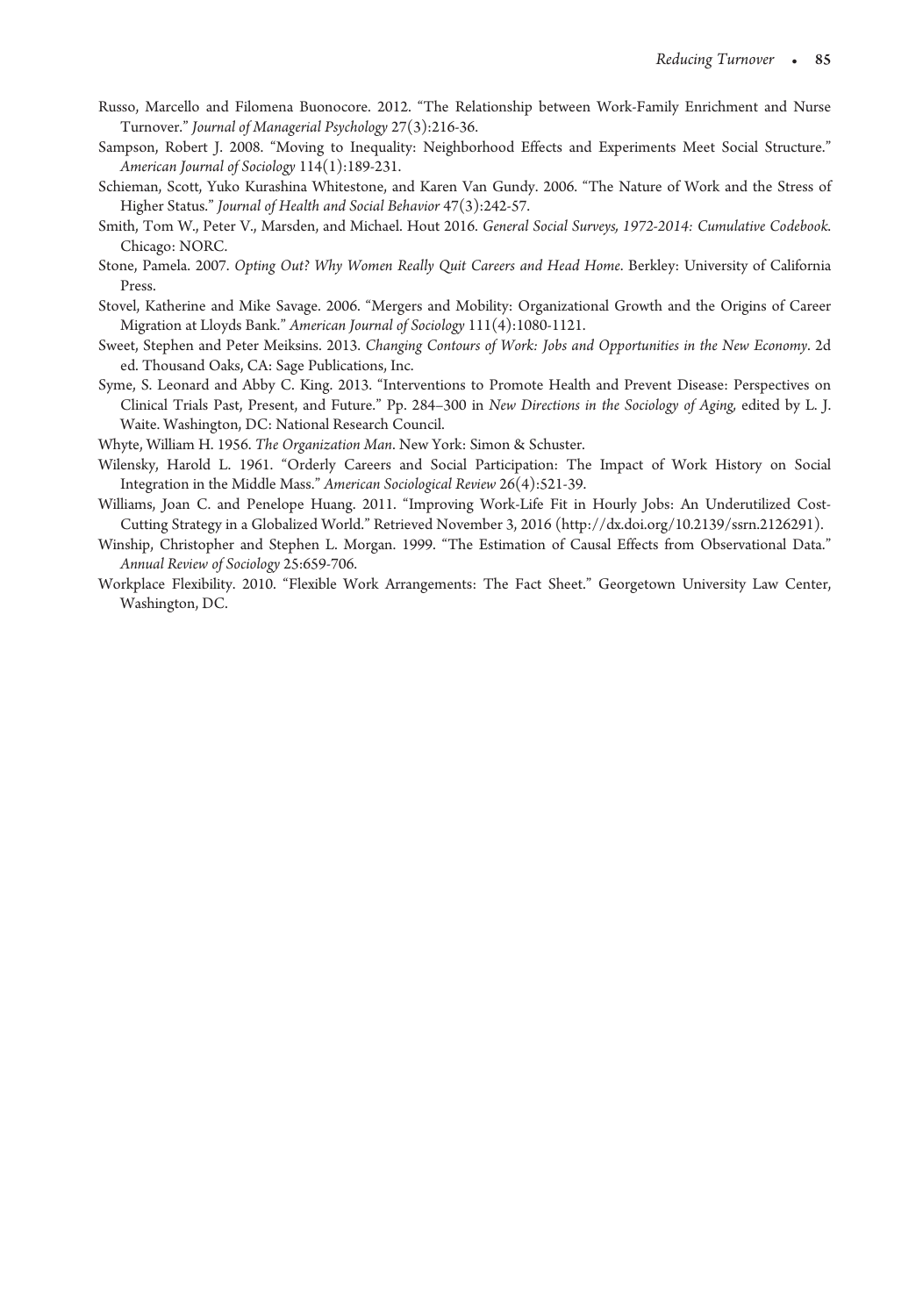Russo, Marcello and Filomena Buonocore. 2012. "The Relationship between Work-Family Enrichment and Nurse Turnover." *Journal of Managerial Psychology* 27(3):216-36.

Sampson, Robert J. 2008. "Moving to Inequality: Neighborhood Effects and Experiments Meet Social Structure." *American Journal of Sociology* 114(1):189-231.

Schieman, Scott, Yuko Kurashina Whitestone, and Karen Van Gundy. 2006. "The Nature of Work and the Stress of Higher Status." *Journal of Health and Social Behavior* 47(3):242-57.

Smith, Tom W., Peter V., Marsden, and Michael. Hout 2016. *General Social Surveys, 1972-2014: Cumulative Codebook*. Chicago: NORC.

Stone, Pamela. 2007. *Opting Out? Why Women Really Quit Careers and Head Home*. Berkley: University of California Press.

Stovel, Katherine and Mike Savage. 2006. "Mergers and Mobility: Organizational Growth and the Origins of Career Migration at Lloyds Bank." *American Journal of Sociology* 111(4):1080-1121.

Sweet, Stephen and Peter Meiksins. 2013. *Changing Contours of Work: Jobs and Opportunities in the New Economy*. 2d ed. Thousand Oaks, CA: Sage Publications, Inc.

Syme, S. Leonard and Abby C. King. 2013. "Interventions to Promote Health and Prevent Disease: Perspectives on Clinical Trials Past, Present, and Future." Pp. 284–300 in *New Directions in the Sociology of Aging*, edited by L. J. Waite. Washington, DC: National Research Council.

Whyte, William H. 1956. *The Organization Man*. New York: Simon & Schuster.

Wilensky, Harold L. 1961. "Orderly Careers and Social Participation: The Impact of Work History on Social Integration in the Middle Mass." *American Sociological Review* 26(4):521-39.

Williams, Joan C. and Penelope Huang. 2011. "Improving Work-Life Fit in Hourly Jobs: An Underutilized Cost-Cutting Strategy in a Globalized World." Retrieved November 3, 2016 (http://dx.doi.org/10.2139/ssrn.2126291).

Winship, Christopher and Stephen L. Morgan. 1999. "The Estimation of Causal Effects from Observational Data." *Annual Review of Sociology* 25:659-706.

Workplace Flexibility. 2010. "Flexible Work Arrangements: The Fact Sheet." Georgetown University Law Center, Washington, DC.